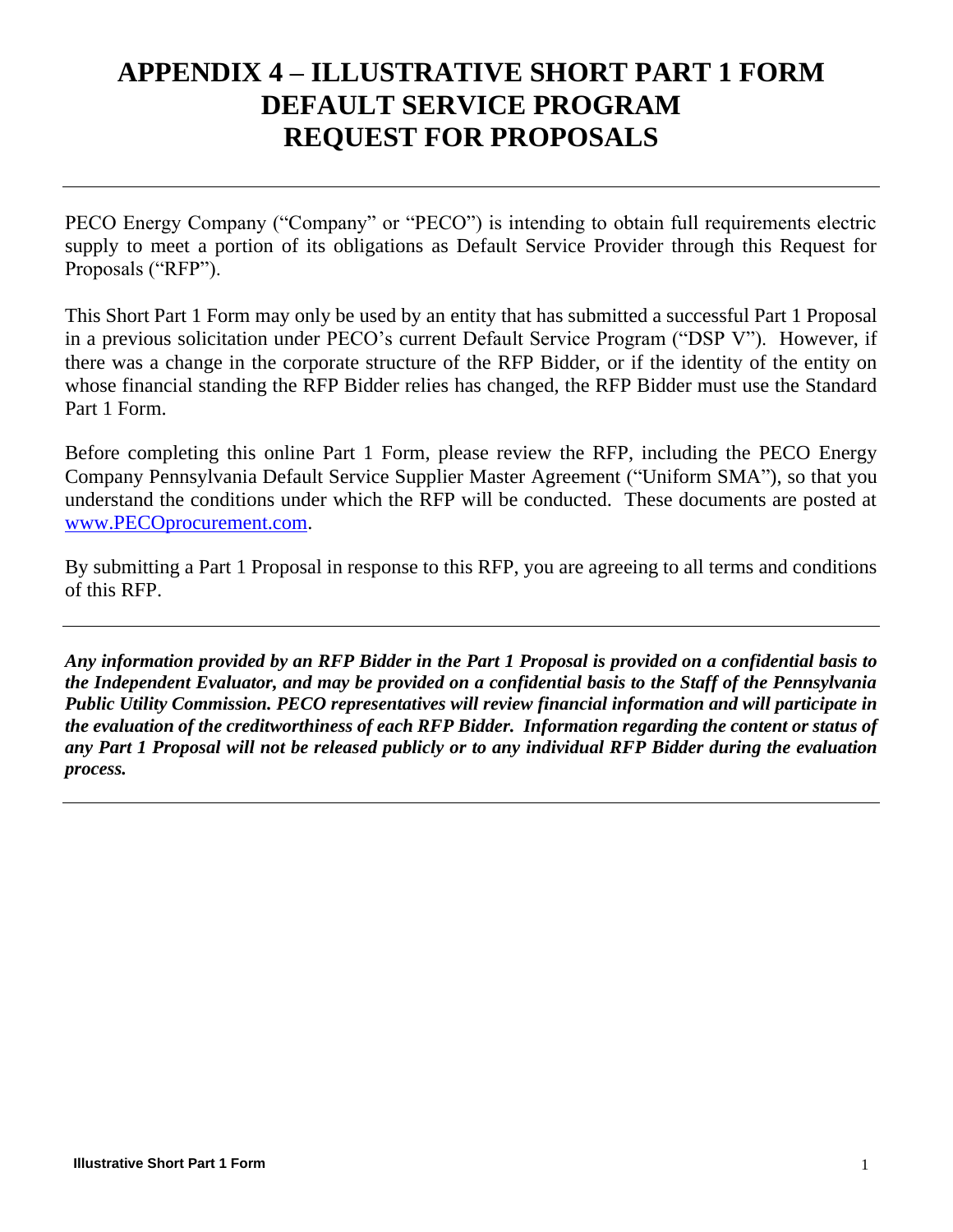# APPENDIX 4 – ILLUSTRATIVE SHORT PART 1 FORM
# DEFAULT SERVICE PROGRAM
# REQUEST FOR PROPOSALS

---

PECO Energy Company ("Company" or "PECO") is intending to obtain full requirements electric supply to meet a portion of its obligations as Default Service Provider through this Request for Proposals ("RFP").

This Short Part 1 Form may only be used by an entity that has submitted a successful Part 1 Proposal in a previous solicitation under PECO's current Default Service Program ("DSP V"). However, if there was a change in the corporate structure of the RFP Bidder, or if the identity of the entity on whose financial standing the RFP Bidder relies has changed, the RFP Bidder must use the Standard Part 1 Form.

Before completing this online Part 1 Form, please review the RFP, including the PECO Energy Company Pennsylvania Default Service Supplier Master Agreement ("Uniform SMA"), so that you understand the conditions under which the RFP will be conducted. These documents are posted at www.PECOprocurement.com.

By submitting a Part 1 Proposal in response to this RFP, you are agreeing to all terms and conditions of this RFP.

---

***Any information provided by an RFP Bidder in the Part 1 Proposal is provided on a confidential basis to the Independent Evaluator, and may be provided on a confidential basis to the Staff of the Pennsylvania Public Utility Commission. PECO representatives will review financial information and will participate in the evaluation of the creditworthiness of each RFP Bidder. Information regarding the content or status of any Part 1 Proposal will not be released publicly or to any individual RFP Bidder during the evaluation process.***

---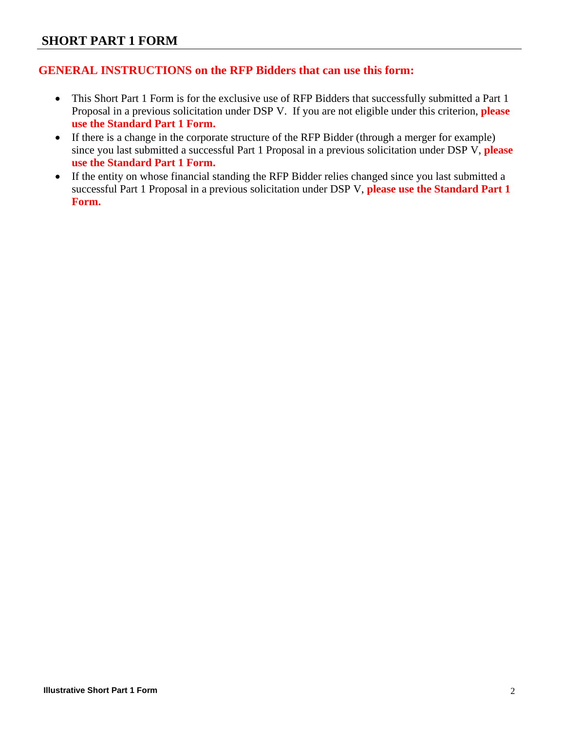## SHORT PART 1 FORM

**GENERAL INSTRUCTIONS on the RFP Bidders that can use this form:**

- This Short Part 1 Form is for the exclusive use of RFP Bidders that successfully submitted a Part 1 Proposal in a previous solicitation under DSP V. If you are not eligible under this criterion, **please use the Standard Part 1 Form.**
- If there is a change in the corporate structure of the RFP Bidder (through a merger for example) since you last submitted a successful Part 1 Proposal in a previous solicitation under DSP V, **please use the Standard Part 1 Form.**
- If the entity on whose financial standing the RFP Bidder relies changed since you last submitted a successful Part 1 Proposal in a previous solicitation under DSP V, **please use the Standard Part 1 Form.**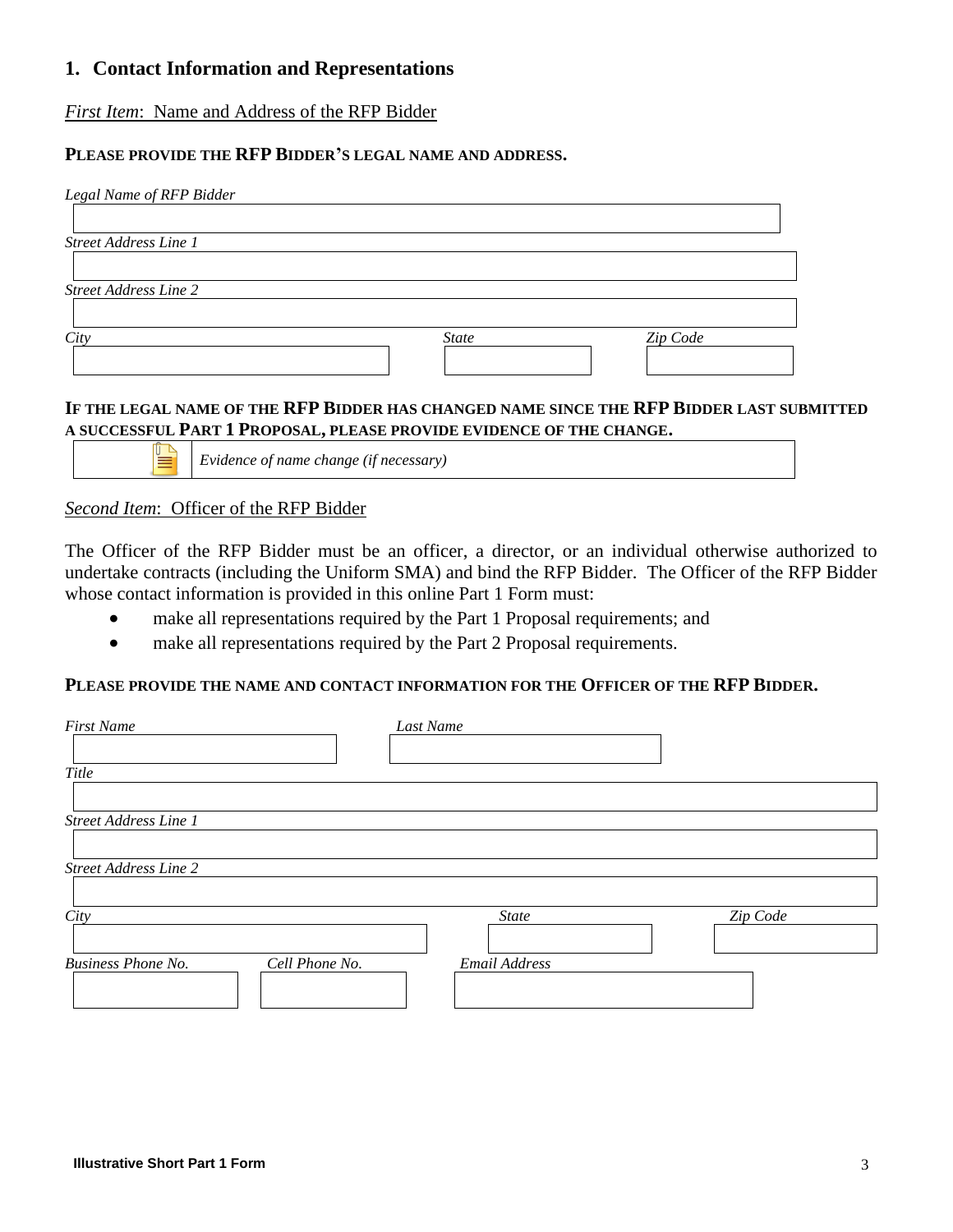## 1. Contact Information and Representations

*First Item*: Name and Address of the RFP Bidder

**PLEASE PROVIDE THE RFP BIDDER'S LEGAL NAME AND ADDRESS.**

*Legal Name of RFP Bidder*

*Street Address Line 1*

*Street Address Line 2*

*City* | *State* | *Zip Code*

**IF THE LEGAL NAME OF THE RFP BIDDER HAS CHANGED NAME SINCE THE RFP BIDDER LAST SUBMITTED A SUCCESSFUL PART 1 PROPOSAL, PLEASE PROVIDE EVIDENCE OF THE CHANGE.**

*Evidence of name change (if necessary)*

*Second Item*: Officer of the RFP Bidder

The Officer of the RFP Bidder must be an officer, a director, or an individual otherwise authorized to undertake contracts (including the Uniform SMA) and bind the RFP Bidder. The Officer of the RFP Bidder whose contact information is provided in this online Part 1 Form must:

- make all representations required by the Part 1 Proposal requirements; and
- make all representations required by the Part 2 Proposal requirements.

**PLEASE PROVIDE THE NAME AND CONTACT INFORMATION FOR THE OFFICER OF THE RFP BIDDER.**

*First Name* | *Last Name*

*Title*

*Street Address Line 1*

*Street Address Line 2*

*City* | *State* | *Zip Code*

*Business Phone No.* | *Cell Phone No.* | *Email Address*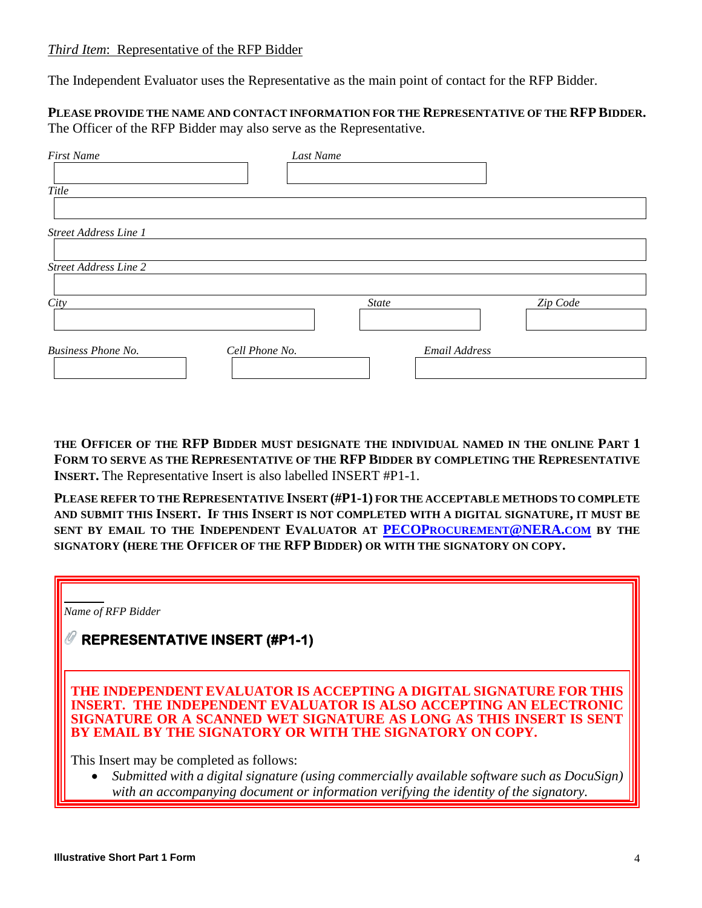*Third Item*: Representative of the RFP Bidder

The Independent Evaluator uses the Representative as the main point of contact for the RFP Bidder.

**PLEASE PROVIDE THE NAME AND CONTACT INFORMATION FOR THE REPRESENTATIVE OF THE RFP BIDDER.** The Officer of the RFP Bidder may also serve as the Representative.

| *First Name* | *Last Name* |
|---|---|
| | |

| *Title* |
|---|
| |

| *Street Address Line 1* |
|---|
| |

| *Street Address Line 2* |
|---|
| |

| *City* | *State* | *Zip Code* |
|---|---|---|
| | | |

| *Business Phone No.* | *Cell Phone No.* | *Email Address* |
|---|---|---|
| | | |

**THE OFFICER OF THE RFP BIDDER MUST DESIGNATE THE INDIVIDUAL NAMED IN THE ONLINE PART 1 FORM TO SERVE AS THE REPRESENTATIVE OF THE RFP BIDDER BY COMPLETING THE REPRESENTATIVE INSERT.** The Representative Insert is also labelled INSERT #P1-1.

**PLEASE REFER TO THE REPRESENTATIVE INSERT (#P1-1) FOR THE ACCEPTABLE METHODS TO COMPLETE AND SUBMIT THIS INSERT. IF THIS INSERT IS NOT COMPLETED WITH A DIGITAL SIGNATURE, IT MUST BE SENT BY EMAIL TO THE INDEPENDENT EVALUATOR AT [PECOPROCUREMENT@NERA.COM](mailto:PECOProcurement@NERA.com) BY THE SIGNATORY (HERE THE OFFICER OF THE RFP BIDDER) OR WITH THE SIGNATORY ON COPY.**

---

*Name of RFP Bidder*

**REPRESENTATIVE INSERT (#P1-1)**

**THE INDEPENDENT EVALUATOR IS ACCEPTING A DIGITAL SIGNATURE FOR THIS INSERT. THE INDEPENDENT EVALUATOR IS ALSO ACCEPTING AN ELECTRONIC SIGNATURE OR A SCANNED WET SIGNATURE AS LONG AS THIS INSERT IS SENT BY EMAIL BY THE SIGNATORY OR WITH THE SIGNATORY ON COPY.**

This Insert may be completed as follows:

- *Submitted with a digital signature (using commercially available software such as DocuSign) with an accompanying document or information verifying the identity of the signatory.*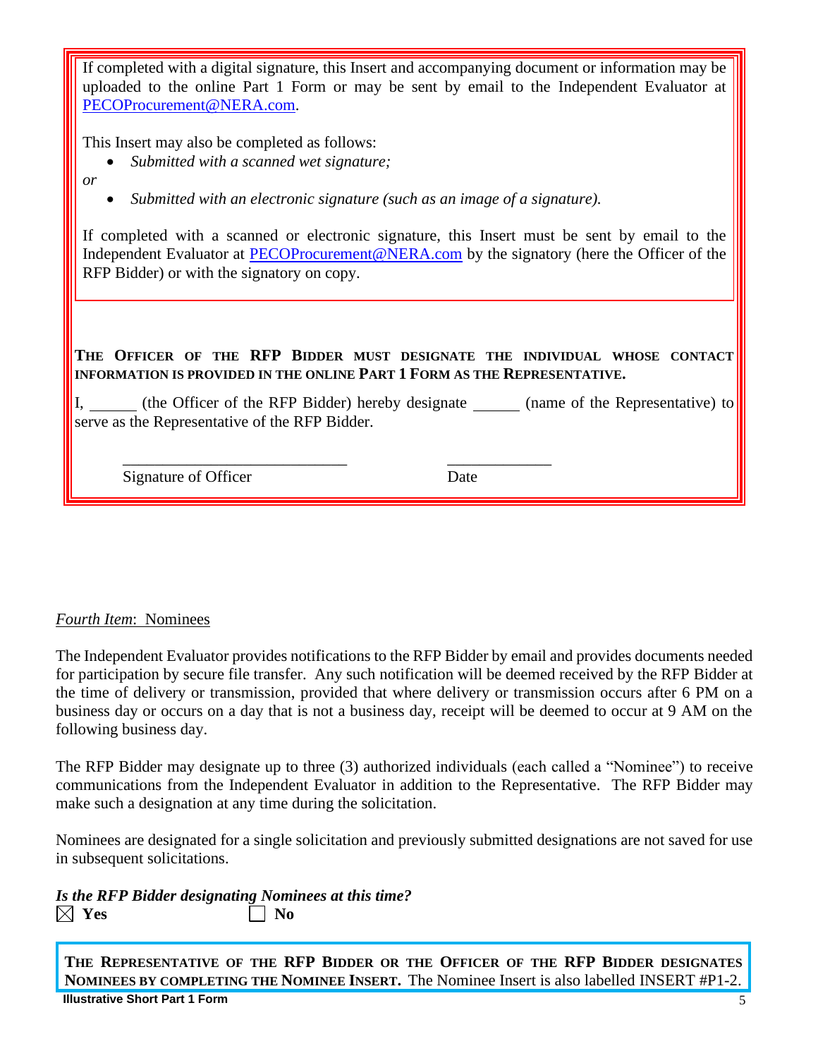If completed with a digital signature, this Insert and accompanying document or information may be uploaded to the online Part 1 Form or may be sent by email to the Independent Evaluator at PECOProcurement@NERA.com.

This Insert may also be completed as follows:

- *Submitted with a scanned wet signature;*

*or*

- *Submitted with an electronic signature (such as an image of a signature).*

If completed with a scanned or electronic signature, this Insert must be sent by email to the Independent Evaluator at PECOProcurement@NERA.com by the signatory (here the Officer of the RFP Bidder) or with the signatory on copy.

**THE OFFICER OF THE RFP BIDDER MUST DESIGNATE THE INDIVIDUAL WHOSE CONTACT INFORMATION IS PROVIDED IN THE ONLINE PART 1 FORM AS THE REPRESENTATIVE.**

I, ______ (the Officer of the RFP Bidder) hereby designate ______ (name of the Representative) to serve as the Representative of the RFP Bidder.

\_\_\_\_\_\_\_\_\_\_\_\_\_\_\_\_\_\_\_\_\_\_\_\_\_\_\_\_ &nbsp;&nbsp;&nbsp;&nbsp;&nbsp;&nbsp;&nbsp;&nbsp; \_\_\_\_\_\_\_\_\_\_\_\_\_

Signature of Officer &nbsp;&nbsp;&nbsp;&nbsp;&nbsp;&nbsp;&nbsp;&nbsp;&nbsp;&nbsp;&nbsp;&nbsp;&nbsp;&nbsp;&nbsp;&nbsp;&nbsp;&nbsp;&nbsp;&nbsp; Date

*Fourth Item*: Nominees

The Independent Evaluator provides notifications to the RFP Bidder by email and provides documents needed for participation by secure file transfer. Any such notification will be deemed received by the RFP Bidder at the time of delivery or transmission, provided that where delivery or transmission occurs after 6 PM on a business day or occurs on a day that is not a business day, receipt will be deemed to occur at 9 AM on the following business day.

The RFP Bidder may designate up to three (3) authorized individuals (each called a "Nominee") to receive communications from the Independent Evaluator in addition to the Representative. The RFP Bidder may make such a designation at any time during the solicitation.

Nominees are designated for a single solicitation and previously submitted designations are not saved for use in subsequent solicitations.

***Is the RFP Bidder designating Nominees at this time?***

☒ **Yes** &nbsp;&nbsp;&nbsp;&nbsp;&nbsp;&nbsp;&nbsp;&nbsp;&nbsp;&nbsp;&nbsp;&nbsp; ☐ **No**

**THE REPRESENTATIVE OF THE RFP BIDDER OR THE OFFICER OF THE RFP BIDDER DESIGNATES NOMINEES BY COMPLETING THE NOMINEE INSERT.** The Nominee Insert is also labelled INSERT #P1-2.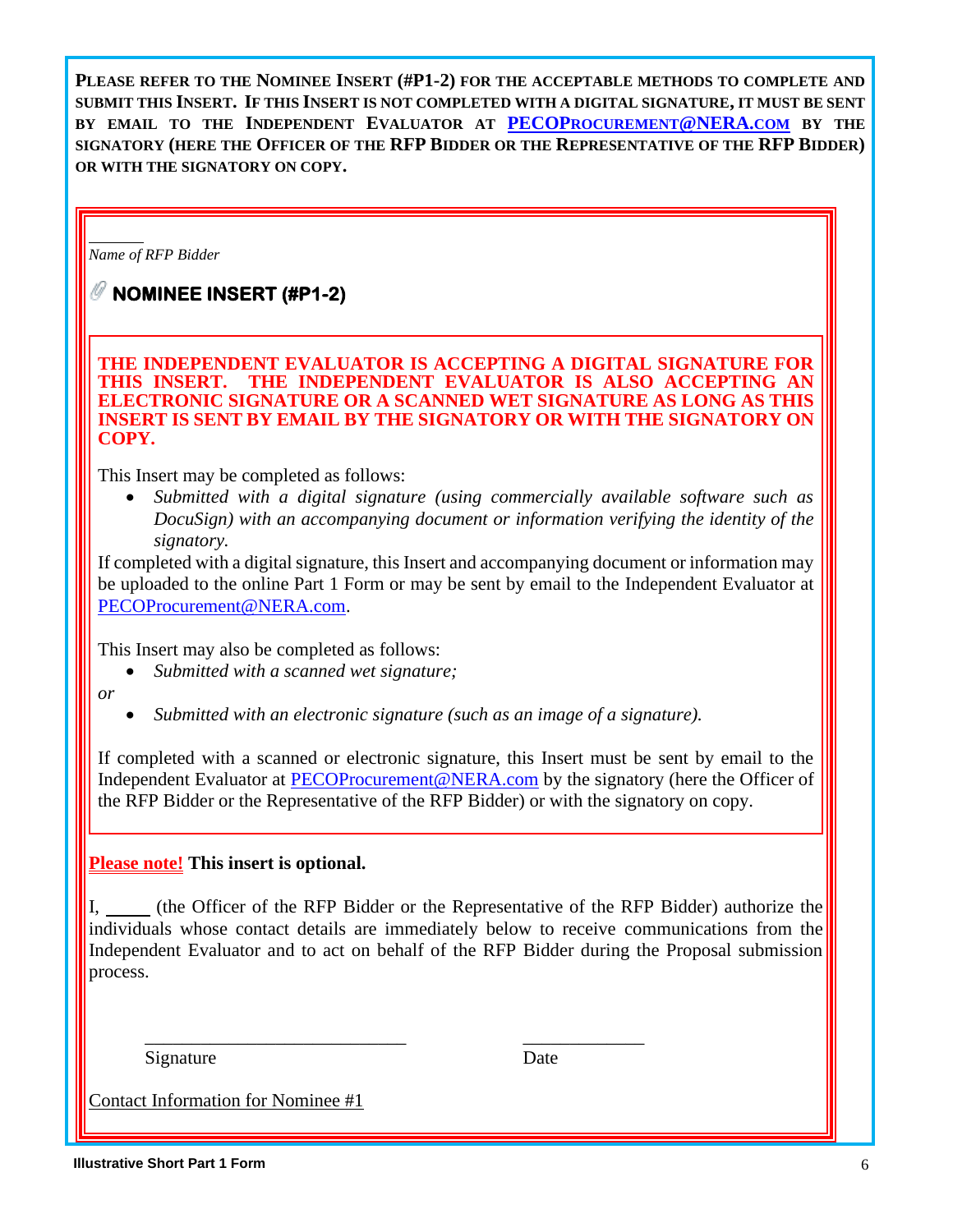**PLEASE REFER TO THE NOMINEE INSERT (#P1-2) FOR THE ACCEPTABLE METHODS TO COMPLETE AND SUBMIT THIS INSERT. IF THIS INSERT IS NOT COMPLETED WITH A DIGITAL SIGNATURE, IT MUST BE SENT BY EMAIL TO THE INDEPENDENT EVALUATOR AT [PECOPROCUREMENT@NERA.COM](mailto:PECOProcurement@NERA.com) BY THE SIGNATORY (HERE THE OFFICER OF THE RFP BIDDER OR THE REPRESENTATIVE OF THE RFP BIDDER) OR WITH THE SIGNATORY ON COPY.**

______

*Name of RFP Bidder*

## NOMINEE INSERT (#P1-2)

**THE INDEPENDENT EVALUATOR IS ACCEPTING A DIGITAL SIGNATURE FOR THIS INSERT. THE INDEPENDENT EVALUATOR IS ALSO ACCEPTING AN ELECTRONIC SIGNATURE OR A SCANNED WET SIGNATURE AS LONG AS THIS INSERT IS SENT BY EMAIL BY THE SIGNATORY OR WITH THE SIGNATORY ON COPY.**

This Insert may be completed as follows:

- *Submitted with a digital signature (using commercially available software such as DocuSign) with an accompanying document or information verifying the identity of the signatory.*

If completed with a digital signature, this Insert and accompanying document or information may be uploaded to the online Part 1 Form or may be sent by email to the Independent Evaluator at [PECOProcurement@NERA.com](mailto:PECOProcurement@NERA.com).

This Insert may also be completed as follows:

- *Submitted with a scanned wet signature;*

*or*

- *Submitted with an electronic signature (such as an image of a signature).*

If completed with a scanned or electronic signature, this Insert must be sent by email to the Independent Evaluator at [PECOProcurement@NERA.com](mailto:PECOProcurement@NERA.com) by the signatory (here the Officer of the RFP Bidder or the Representative of the RFP Bidder) or with the signatory on copy.

**Please note! This insert is optional.**

I, _____ (the Officer of the RFP Bidder or the Representative of the RFP Bidder) authorize the individuals whose contact details are immediately below to receive communications from the Independent Evaluator and to act on behalf of the RFP Bidder during the Proposal submission process.

____________________________ ____________

Signature Date

Contact Information for Nominee #1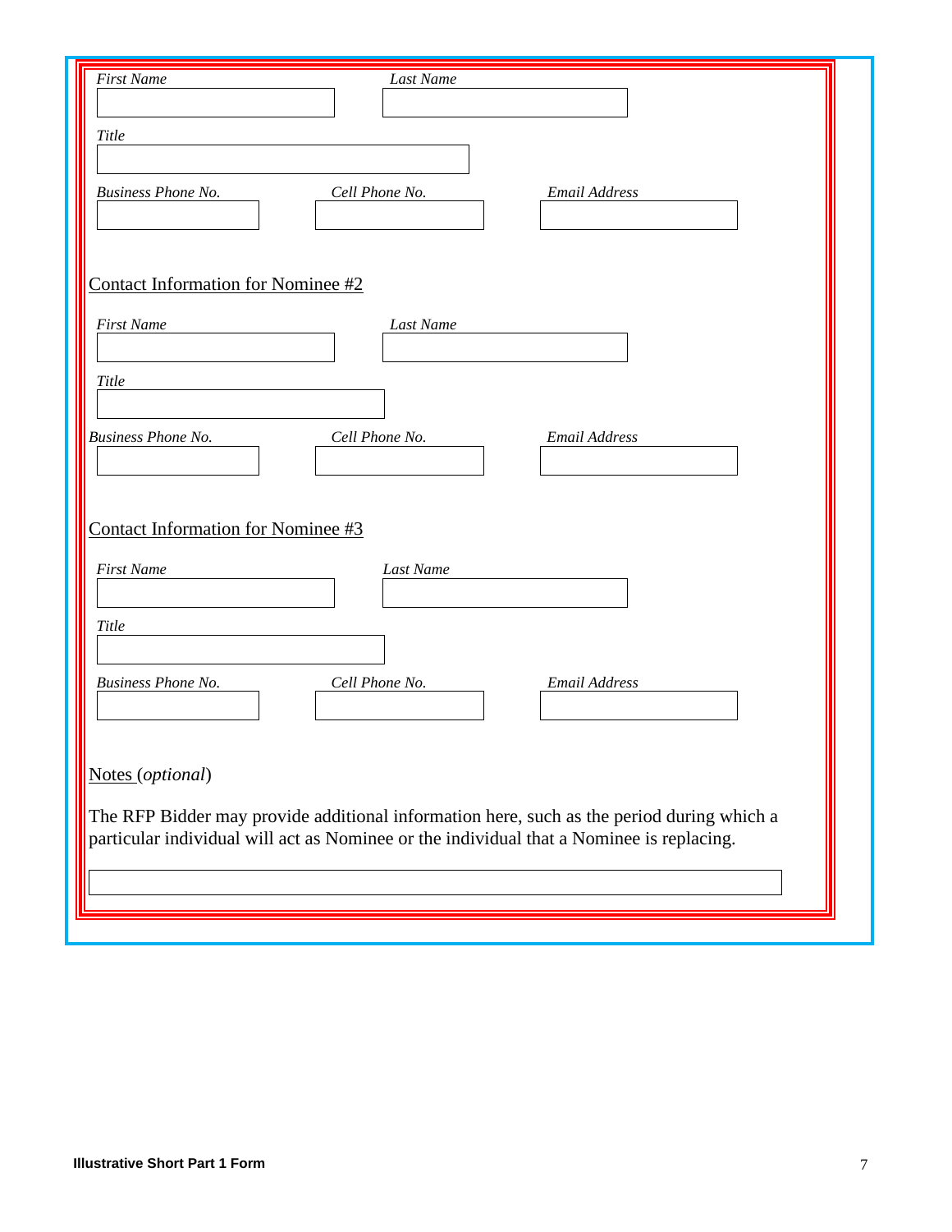*First Name* *Last Name*

*Title*

*Business Phone No.* *Cell Phone No.* *Email Address*

Contact Information for Nominee #2

*First Name* *Last Name*

*Title*

*Business Phone No.* *Cell Phone No.* *Email Address*

Contact Information for Nominee #3

*First Name* *Last Name*

*Title*

*Business Phone No.* *Cell Phone No.* *Email Address*

Notes (*optional*)

The RFP Bidder may provide additional information here, such as the period during which a particular individual will act as Nominee or the individual that a Nominee is replacing.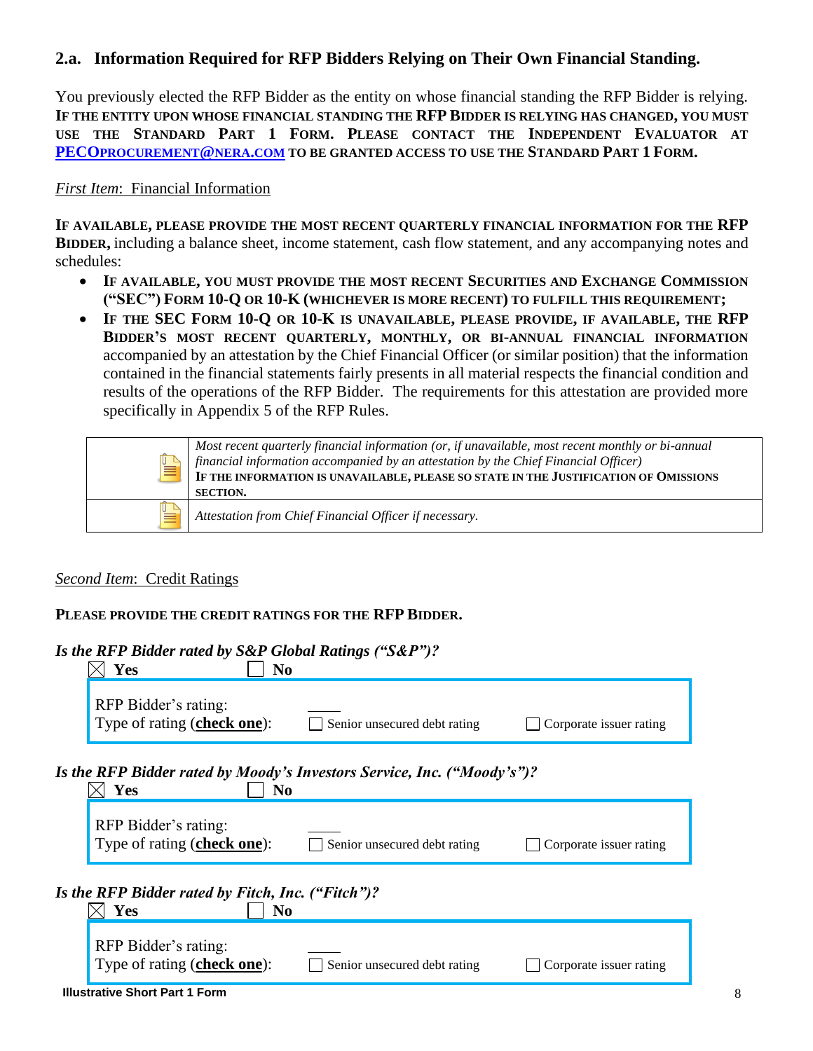## 2.a. Information Required for RFP Bidders Relying on Their Own Financial Standing.

You previously elected the RFP Bidder as the entity on whose financial standing the RFP Bidder is relying. **IF THE ENTITY UPON WHOSE FINANCIAL STANDING THE RFP BIDDER IS RELYING HAS CHANGED, YOU MUST USE THE STANDARD PART 1 FORM. PLEASE CONTACT THE INDEPENDENT EVALUATOR AT [PECOPROCUREMENT@NERA.COM](mailto:PECOPROCUREMENT@NERA.COM) TO BE GRANTED ACCESS TO USE THE STANDARD PART 1 FORM.**

*First Item*: Financial Information

**IF AVAILABLE, PLEASE PROVIDE THE MOST RECENT QUARTERLY FINANCIAL INFORMATION FOR THE RFP BIDDER,** including a balance sheet, income statement, cash flow statement, and any accompanying notes and schedules:

- **IF AVAILABLE, YOU MUST PROVIDE THE MOST RECENT SECURITIES AND EXCHANGE COMMISSION ("SEC") FORM 10-Q OR 10-K (WHICHEVER IS MORE RECENT) TO FULFILL THIS REQUIREMENT;**
- **IF THE SEC FORM 10-Q OR 10-K IS UNAVAILABLE, PLEASE PROVIDE, IF AVAILABLE, THE RFP BIDDER'S MOST RECENT QUARTERLY, MONTHLY, OR BI-ANNUAL FINANCIAL INFORMATION** accompanied by an attestation by the Chief Financial Officer (or similar position) that the information contained in the financial statements fairly presents in all material respects the financial condition and results of the operations of the RFP Bidder. The requirements for this attestation are provided more specifically in Appendix 5 of the RFP Rules.

| | |
|---|---|
| | *Most recent quarterly financial information (or, if unavailable, most recent monthly or bi-annual financial information accompanied by an attestation by the Chief Financial Officer)* **IF THE INFORMATION IS UNAVAILABLE, PLEASE SO STATE IN THE JUSTIFICATION OF OMISSIONS SECTION.** |
| | *Attestation from Chief Financial Officer if necessary.* |

*Second Item*: Credit Ratings

**PLEASE PROVIDE THE CREDIT RATINGS FOR THE RFP BIDDER.**

***Is the RFP Bidder rated by S&P Global Ratings ("S&P")?***

☒ **Yes** ☐ **No**

RFP Bidder's rating: ____
Type of rating (**check one**): ☐ Senior unsecured debt rating ☐ Corporate issuer rating

***Is the RFP Bidder rated by Moody's Investors Service, Inc. ("Moody's")?***

☒ **Yes** ☐ **No**

RFP Bidder's rating: ____
Type of rating (**check one**): ☐ Senior unsecured debt rating ☐ Corporate issuer rating

***Is the RFP Bidder rated by Fitch, Inc. ("Fitch")?***

☒ **Yes** ☐ **No**

RFP Bidder's rating: ____
Type of rating (**check one**): ☐ Senior unsecured debt rating ☐ Corporate issuer rating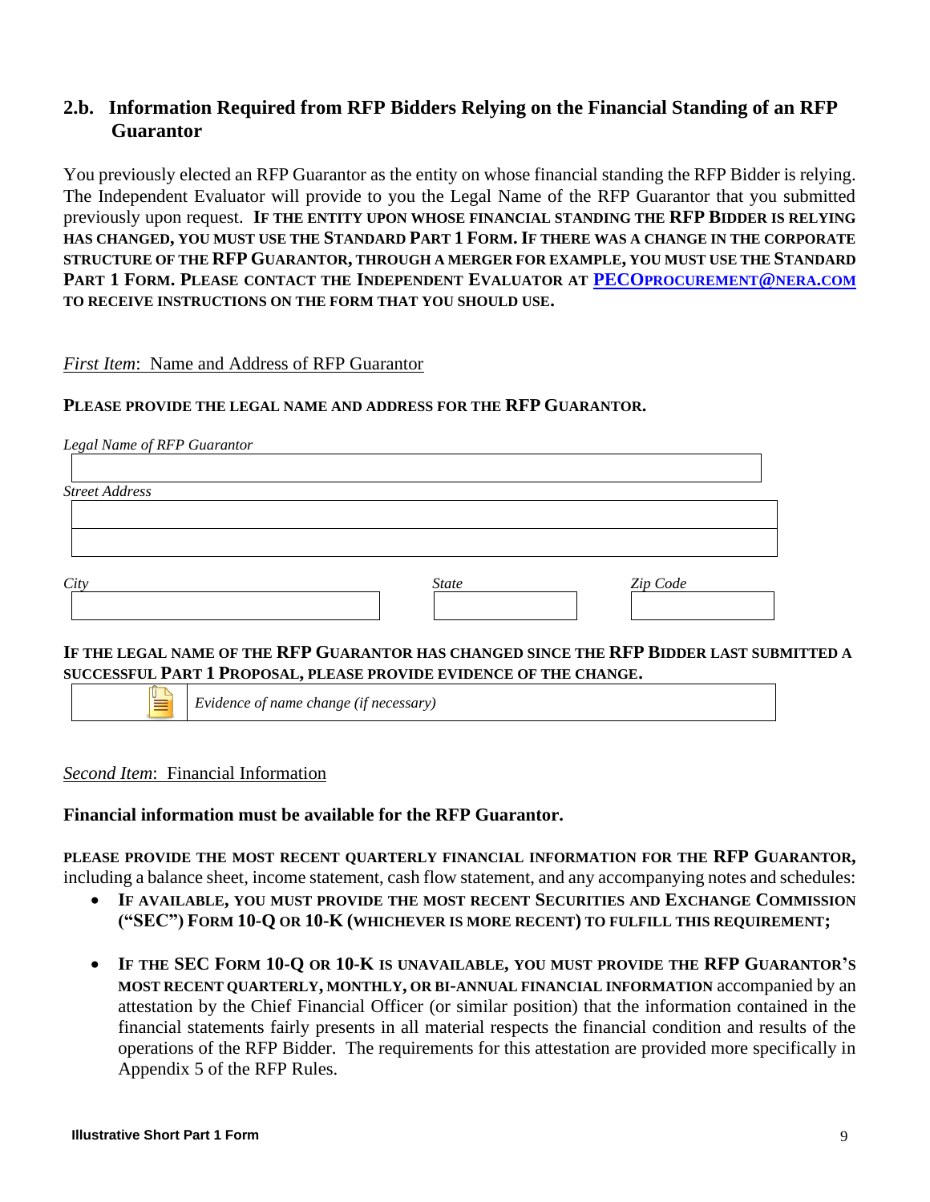## 2.b. Information Required from RFP Bidders Relying on the Financial Standing of an RFP Guarantor

You previously elected an RFP Guarantor as the entity on whose financial standing the RFP Bidder is relying. The Independent Evaluator will provide to you the Legal Name of the RFP Guarantor that you submitted previously upon request. **IF THE ENTITY UPON WHOSE FINANCIAL STANDING THE RFP BIDDER IS RELYING HAS CHANGED, YOU MUST USE THE STANDARD PART 1 FORM. IF THERE WAS A CHANGE IN THE CORPORATE STRUCTURE OF THE RFP GUARANTOR, THROUGH A MERGER FOR EXAMPLE, YOU MUST USE THE STANDARD PART 1 FORM. PLEASE CONTACT THE INDEPENDENT EVALUATOR AT [PECOPROCUREMENT@NERA.COM](mailto:PECOPROCUREMENT@NERA.COM) TO RECEIVE INSTRUCTIONS ON THE FORM THAT YOU SHOULD USE.**

*First Item*: Name and Address of RFP Guarantor

**PLEASE PROVIDE THE LEGAL NAME AND ADDRESS FOR THE RFP GUARANTOR.**

*Legal Name of RFP Guarantor*

| |
|---|
| |

*Street Address*

| |
|---|
| |
| |

| *City* | *State* | *Zip Code* |
|---|---|---|
| | | |

**IF THE LEGAL NAME OF THE RFP GUARANTOR HAS CHANGED SINCE THE RFP BIDDER LAST SUBMITTED A SUCCESSFUL PART 1 PROPOSAL, PLEASE PROVIDE EVIDENCE OF THE CHANGE.**

| | *Evidence of name change (if necessary)* |
|---|---|

*Second Item*: Financial Information

**Financial information must be available for the RFP Guarantor.**

**PLEASE PROVIDE THE MOST RECENT QUARTERLY FINANCIAL INFORMATION FOR THE RFP GUARANTOR,** including a balance sheet, income statement, cash flow statement, and any accompanying notes and schedules:

- **IF AVAILABLE, YOU MUST PROVIDE THE MOST RECENT SECURITIES AND EXCHANGE COMMISSION ("SEC") FORM 10-Q OR 10-K (WHICHEVER IS MORE RECENT) TO FULFILL THIS REQUIREMENT;**

- **IF THE SEC FORM 10-Q OR 10-K IS UNAVAILABLE, YOU MUST PROVIDE THE RFP GUARANTOR'S MOST RECENT QUARTERLY, MONTHLY, OR BI-ANNUAL FINANCIAL INFORMATION** accompanied by an attestation by the Chief Financial Officer (or similar position) that the information contained in the financial statements fairly presents in all material respects the financial condition and results of the operations of the RFP Bidder. The requirements for this attestation are provided more specifically in Appendix 5 of the RFP Rules.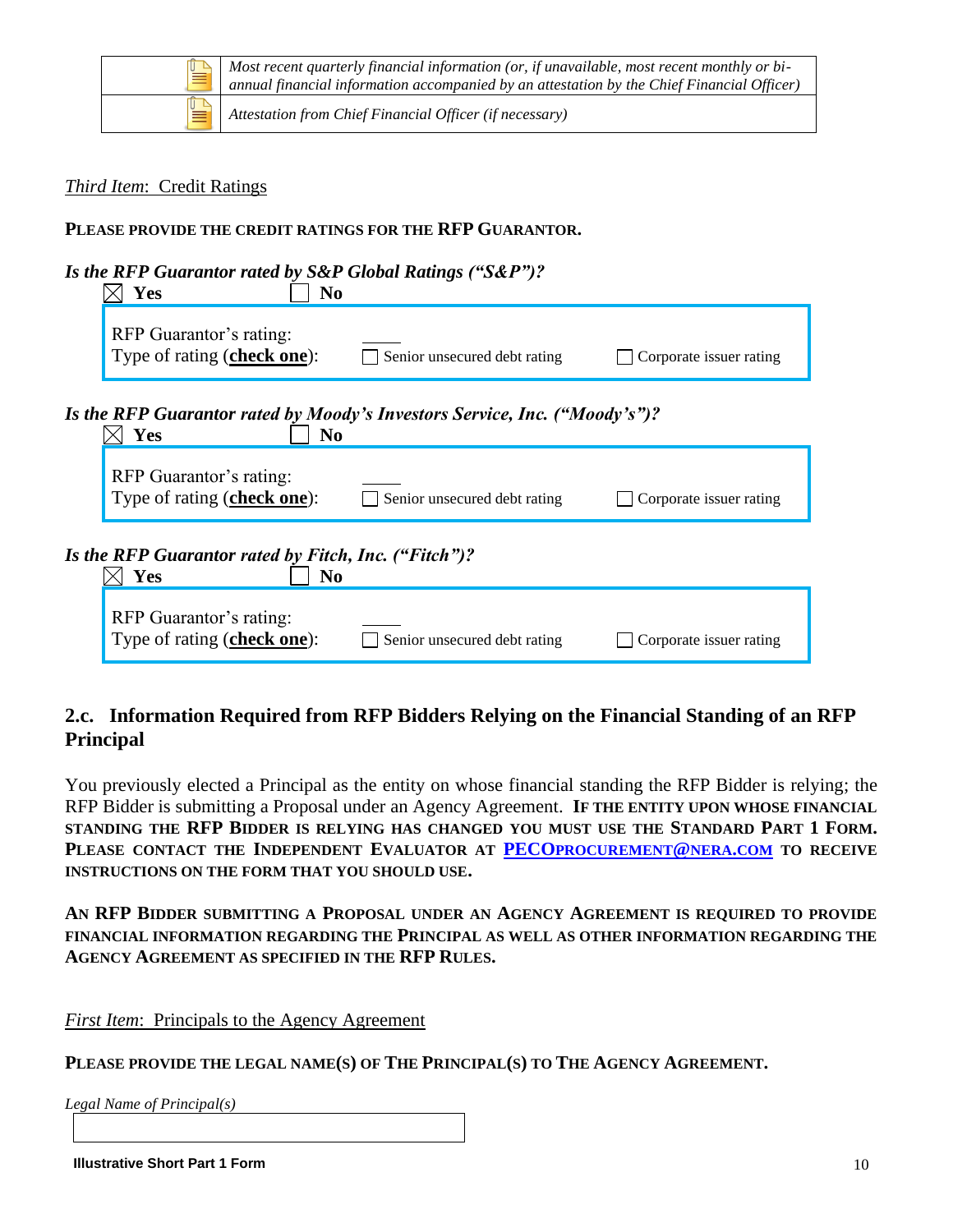| | |
|---|---|
| | *Most recent quarterly financial information (or, if unavailable, most recent monthly or bi-annual financial information accompanied by an attestation by the Chief Financial Officer)* |
| | *Attestation from Chief Financial Officer (if necessary)* |

*Third Item*: Credit Ratings

**PLEASE PROVIDE THE CREDIT RATINGS FOR THE RFP GUARANTOR.**

***Is the RFP Guarantor rated by S&P Global Ratings ("S&P")?***

☒ **Yes** ☐ **No**

RFP Guarantor's rating: _____

Type of rating (**check one**): ☐ Senior unsecured debt rating ☐ Corporate issuer rating

***Is the RFP Guarantor rated by Moody's Investors Service, Inc. ("Moody's")?***

☒ **Yes** ☐ **No**

RFP Guarantor's rating: _____

Type of rating (**check one**): ☐ Senior unsecured debt rating ☐ Corporate issuer rating

***Is the RFP Guarantor rated by Fitch, Inc. ("Fitch")?***

☒ **Yes** ☐ **No**

RFP Guarantor's rating: _____

Type of rating (**check one**): ☐ Senior unsecured debt rating ☐ Corporate issuer rating

## 2.c. Information Required from RFP Bidders Relying on the Financial Standing of an RFP Principal

You previously elected a Principal as the entity on whose financial standing the RFP Bidder is relying; the RFP Bidder is submitting a Proposal under an Agency Agreement. **IF THE ENTITY UPON WHOSE FINANCIAL STANDING THE RFP BIDDER IS RELYING HAS CHANGED YOU MUST USE THE STANDARD PART 1 FORM. PLEASE CONTACT THE INDEPENDENT EVALUATOR AT PECOPROCUREMENT@NERA.COM TO RECEIVE INSTRUCTIONS ON THE FORM THAT YOU SHOULD USE.**

**AN RFP BIDDER SUBMITTING A PROPOSAL UNDER AN AGENCY AGREEMENT IS REQUIRED TO PROVIDE FINANCIAL INFORMATION REGARDING THE PRINCIPAL AS WELL AS OTHER INFORMATION REGARDING THE AGENCY AGREEMENT AS SPECIFIED IN THE RFP RULES.**

*First Item*: Principals to the Agency Agreement

**PLEASE PROVIDE THE LEGAL NAME(S) OF THE PRINCIPAL(S) TO THE AGENCY AGREEMENT.**

*Legal Name of Principal(s)*

| |
|---|
| |

Illustrative Short Part 1 Form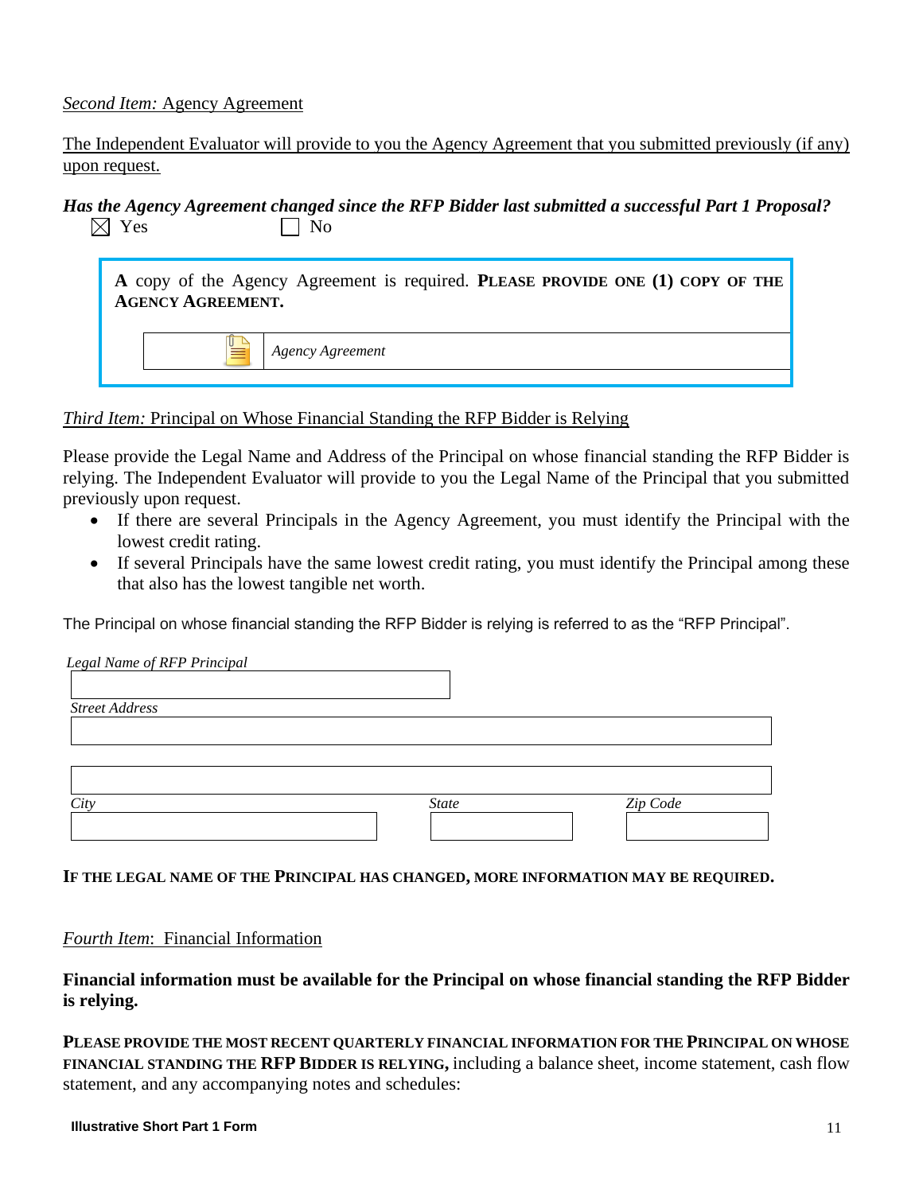*Second Item:* Agency Agreement

The Independent Evaluator will provide to you the Agency Agreement that you submitted previously (if any) upon request.

***Has the Agency Agreement changed since the RFP Bidder last submitted a successful Part 1 Proposal?***

☒ Yes ☐ No

> A copy of the Agency Agreement is required. **PLEASE PROVIDE ONE (1) COPY OF THE AGENCY AGREEMENT.**
>
> | | |
> |---|---|
> | | *Agency Agreement* |

*Third Item:* Principal on Whose Financial Standing the RFP Bidder is Relying

Please provide the Legal Name and Address of the Principal on whose financial standing the RFP Bidder is relying. The Independent Evaluator will provide to you the Legal Name of the Principal that you submitted previously upon request.

- If there are several Principals in the Agency Agreement, you must identify the Principal with the lowest credit rating.
- If several Principals have the same lowest credit rating, you must identify the Principal among these that also has the lowest tangible net worth.

The Principal on whose financial standing the RFP Bidder is relying is referred to as the "RFP Principal".

*Legal Name of RFP Principal*

______________________________

*Street Address*

______________________________

______________________________

*City* ______________ *State* ______________ *Zip Code* ______________

**IF THE LEGAL NAME OF THE PRINCIPAL HAS CHANGED, MORE INFORMATION MAY BE REQUIRED.**

*Fourth Item*: Financial Information

**Financial information must be available for the Principal on whose financial standing the RFP Bidder is relying.**

**PLEASE PROVIDE THE MOST RECENT QUARTERLY FINANCIAL INFORMATION FOR THE PRINCIPAL ON WHOSE FINANCIAL STANDING THE RFP BIDDER IS RELYING,** including a balance sheet, income statement, cash flow statement, and any accompanying notes and schedules: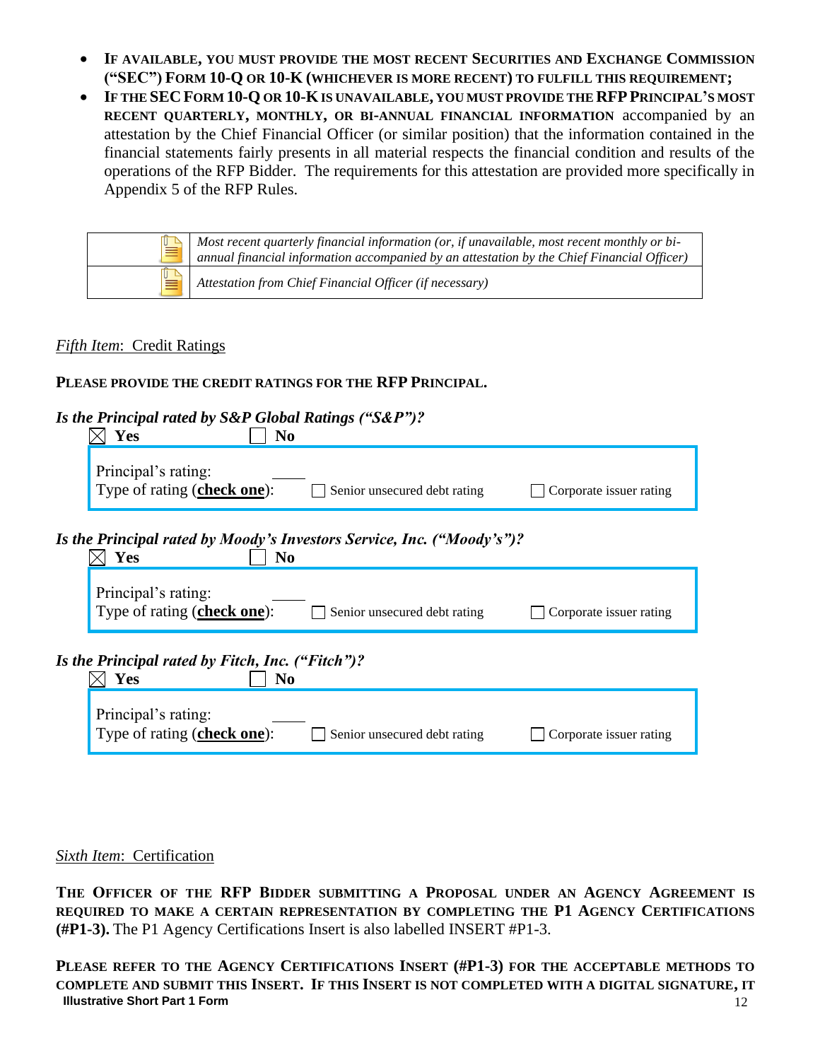- **If available, you must provide the most recent Securities and Exchange Commission ("SEC") Form 10-Q or 10-K (whichever is more recent) to fulfill this requirement;**
- **If the SEC Form 10-Q or 10-K is unavailable, you must provide the RFP Principal's most recent quarterly, monthly, or bi-annual financial information** accompanied by an attestation by the Chief Financial Officer (or similar position) that the information contained in the financial statements fairly presents in all material respects the financial condition and results of the operations of the RFP Bidder. The requirements for this attestation are provided more specifically in Appendix 5 of the RFP Rules.

| | |
|---|---|
| 📄 | *Most recent quarterly financial information (or, if unavailable, most recent monthly or bi-annual financial information accompanied by an attestation by the Chief Financial Officer)* |
| 📄 | *Attestation from Chief Financial Officer (if necessary)* |

*Fifth Item*: Credit Ratings

**Please provide the credit ratings for the RFP Principal.**

***Is the Principal rated by S&P Global Ratings ("S&P")?***

☒ **Yes** ☐ **No**

Principal's rating: \_\_\_\_\_

Type of rating (**check one**): ☐ Senior unsecured debt rating ☐ Corporate issuer rating

***Is the Principal rated by Moody's Investors Service, Inc. ("Moody's")?***

☒ **Yes** ☐ **No**

Principal's rating: \_\_\_\_\_

Type of rating (**check one**): ☐ Senior unsecured debt rating ☐ Corporate issuer rating

***Is the Principal rated by Fitch, Inc. ("Fitch")?***

☒ **Yes** ☐ **No**

Principal's rating: \_\_\_\_\_

Type of rating (**check one**): ☐ Senior unsecured debt rating ☐ Corporate issuer rating

*Sixth Item*: Certification

**The Officer of the RFP Bidder submitting a Proposal under an Agency Agreement is required to make a certain representation by completing the P1 Agency Certifications (#P1-3).** The P1 Agency Certifications Insert is also labelled INSERT #P1-3.

**Please refer to the Agency Certifications Insert (#P1-3) for the acceptable methods to complete and submit this Insert. If this Insert is not completed with a digital signature, it**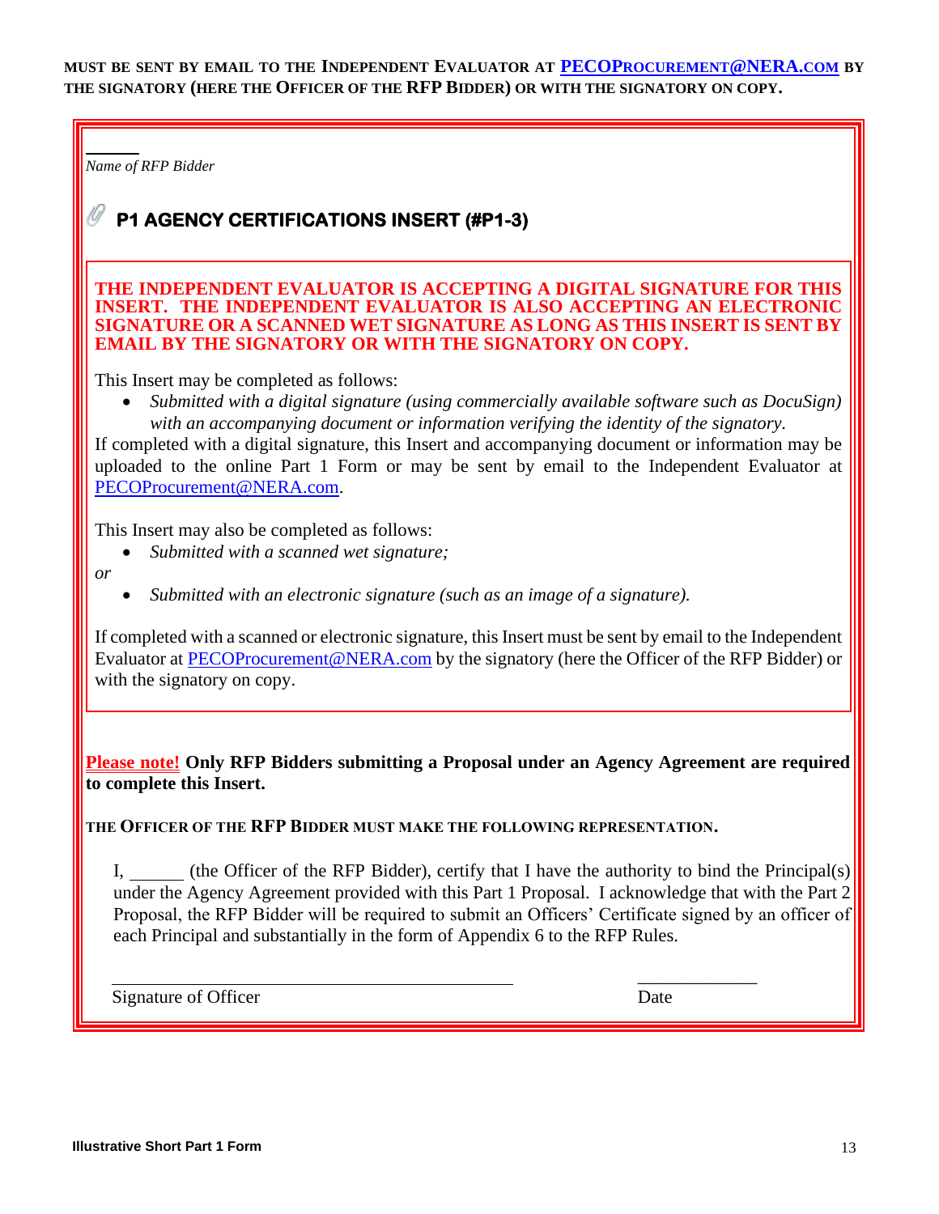**MUST BE SENT BY EMAIL TO THE INDEPENDENT EVALUATOR AT [PECOPROCUREMENT@NERA.COM](mailto:PECOProcurement@NERA.com) BY THE SIGNATORY (HERE THE OFFICER OF THE RFP BIDDER) OR WITH THE SIGNATORY ON COPY.**

\_\_\_\_\_\_

*Name of RFP Bidder*

## P1 AGENCY CERTIFICATIONS INSERT (#P1-3)

**THE INDEPENDENT EVALUATOR IS ACCEPTING A DIGITAL SIGNATURE FOR THIS INSERT. THE INDEPENDENT EVALUATOR IS ALSO ACCEPTING AN ELECTRONIC SIGNATURE OR A SCANNED WET SIGNATURE AS LONG AS THIS INSERT IS SENT BY EMAIL BY THE SIGNATORY OR WITH THE SIGNATORY ON COPY.**

This Insert may be completed as follows:

- *Submitted with a digital signature (using commercially available software such as DocuSign) with an accompanying document or information verifying the identity of the signatory.*

If completed with a digital signature, this Insert and accompanying document or information may be uploaded to the online Part 1 Form or may be sent by email to the Independent Evaluator at [PECOProcurement@NERA.com](mailto:PECOProcurement@NERA.com).

This Insert may also be completed as follows:

- *Submitted with a scanned wet signature;*

*or*

- *Submitted with an electronic signature (such as an image of a signature).*

If completed with a scanned or electronic signature, this Insert must be sent by email to the Independent Evaluator at [PECOProcurement@NERA.com](mailto:PECOProcurement@NERA.com) by the signatory (here the Officer of the RFP Bidder) or with the signatory on copy.

**Please note! Only RFP Bidders submitting a Proposal under an Agency Agreement are required to complete this Insert.**

**THE OFFICER OF THE RFP BIDDER MUST MAKE THE FOLLOWING REPRESENTATION.**

I, \_\_\_\_\_\_ (the Officer of the RFP Bidder), certify that I have the authority to bind the Principal(s) under the Agency Agreement provided with this Part 1 Proposal. I acknowledge that with the Part 2 Proposal, the RFP Bidder will be required to submit an Officers' Certificate signed by an officer of each Principal and substantially in the form of Appendix 6 to the RFP Rules.

\_\_\_\_\_\_\_\_\_\_\_\_\_\_\_\_\_\_\_\_\_\_\_\_\_\_\_\_\_\_\_\_\_\_\_\_\_\_ &nbsp;&nbsp;&nbsp;&nbsp; \_\_\_\_\_\_\_\_\_\_\_\_

Signature of Officer &nbsp;&nbsp;&nbsp;&nbsp; Date

Illustrative Short Part 1 Form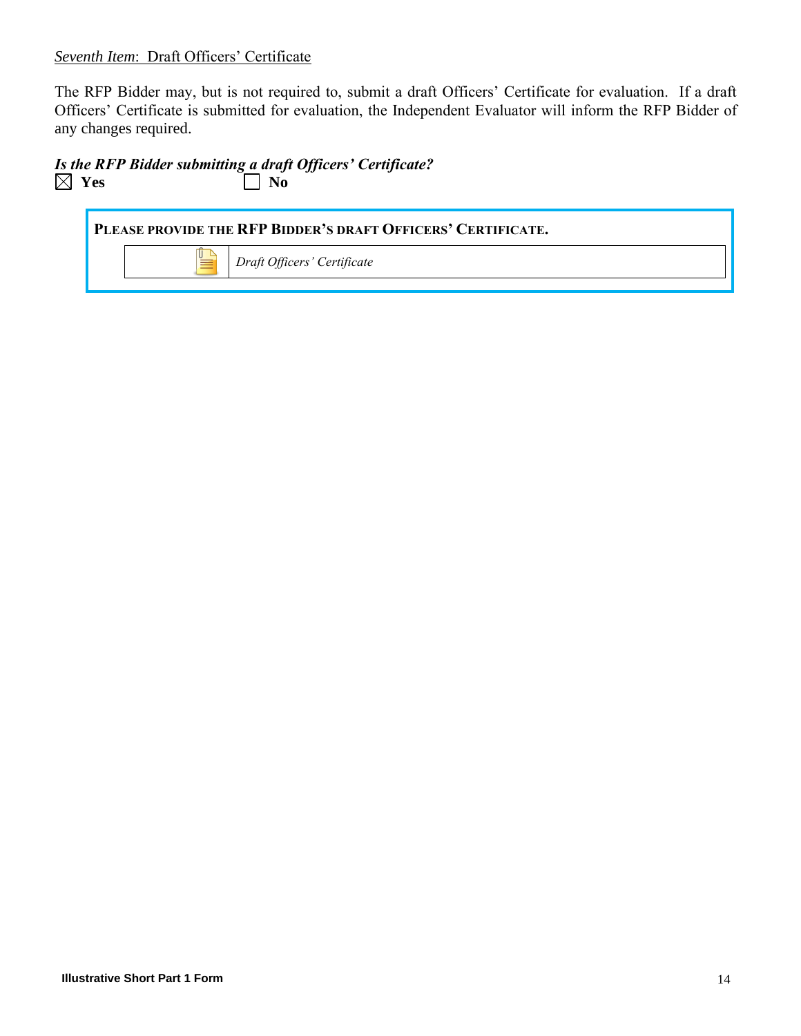*Seventh Item*: Draft Officers' Certificate

The RFP Bidder may, but is not required to, submit a draft Officers' Certificate for evaluation. If a draft Officers' Certificate is submitted for evaluation, the Independent Evaluator will inform the RFP Bidder of any changes required.

***Is the RFP Bidder submitting a draft Officers' Certificate?***

☒ **Yes** ☐ **No**

**PLEASE PROVIDE THE RFP BIDDER'S DRAFT OFFICERS' CERTIFICATE.**

| | |
|---|---|
| | *Draft Officers' Certificate* |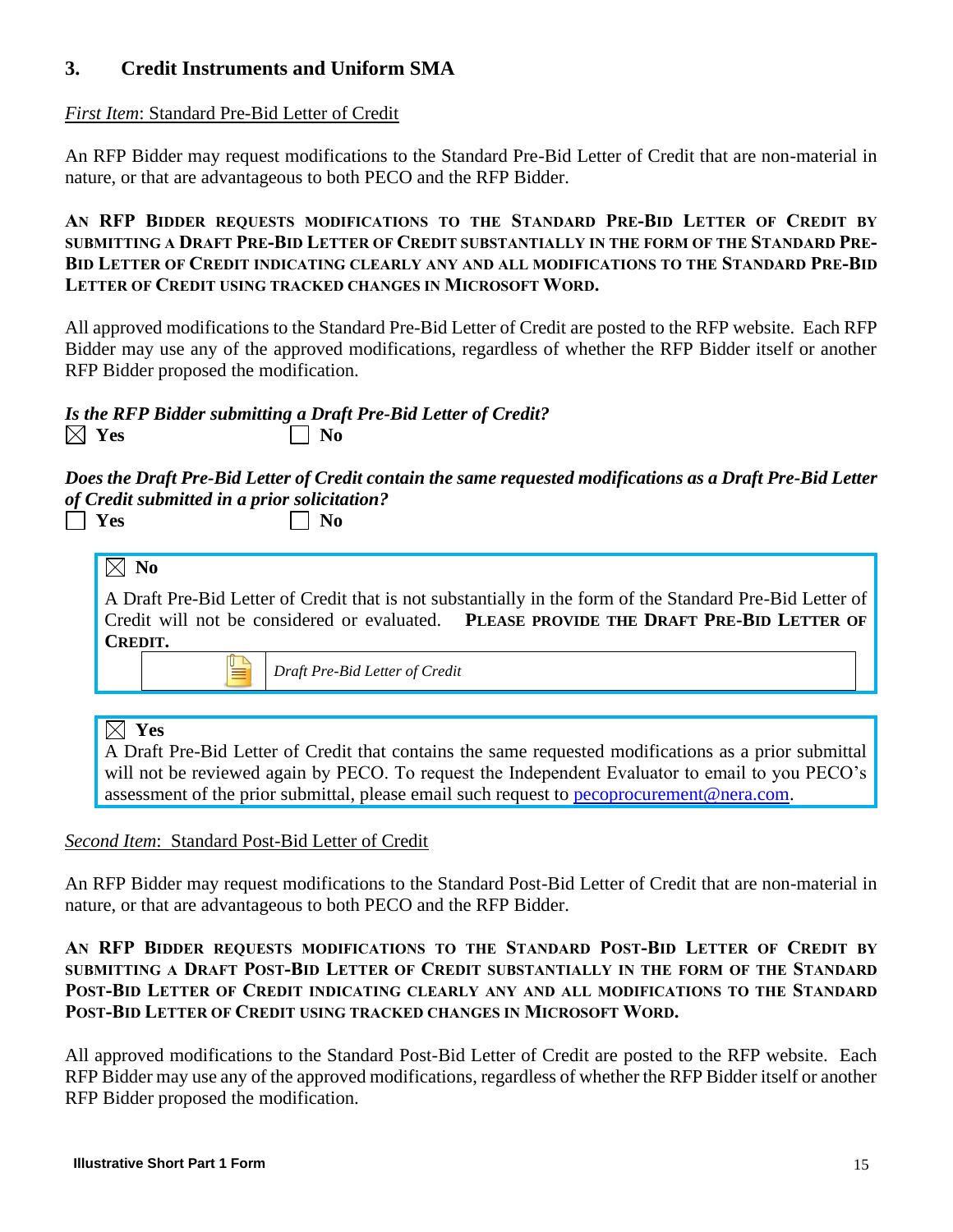## 3. Credit Instruments and Uniform SMA

*First Item*: Standard Pre-Bid Letter of Credit

An RFP Bidder may request modifications to the Standard Pre-Bid Letter of Credit that are non-material in nature, or that are advantageous to both PECO and the RFP Bidder.

**AN RFP BIDDER REQUESTS MODIFICATIONS TO THE STANDARD PRE-BID LETTER OF CREDIT BY SUBMITTING A DRAFT PRE-BID LETTER OF CREDIT SUBSTANTIALLY IN THE FORM OF THE STANDARD PRE-BID LETTER OF CREDIT INDICATING CLEARLY ANY AND ALL MODIFICATIONS TO THE STANDARD PRE-BID LETTER OF CREDIT USING TRACKED CHANGES IN MICROSOFT WORD.**

All approved modifications to the Standard Pre-Bid Letter of Credit are posted to the RFP website. Each RFP Bidder may use any of the approved modifications, regardless of whether the RFP Bidder itself or another RFP Bidder proposed the modification.

***Is the RFP Bidder submitting a Draft Pre-Bid Letter of Credit?***

☒ **Yes** ☐ **No**

***Does the Draft Pre-Bid Letter of Credit contain the same requested modifications as a Draft Pre-Bid Letter of Credit submitted in a prior solicitation?***

☐ **Yes** ☐ **No**

☒ **No**

A Draft Pre-Bid Letter of Credit that is not substantially in the form of the Standard Pre-Bid Letter of Credit will not be considered or evaluated. **PLEASE PROVIDE THE DRAFT PRE-BID LETTER OF CREDIT.**

| | *Draft Pre-Bid Letter of Credit* |
|---|---|

☒ **Yes**

A Draft Pre-Bid Letter of Credit that contains the same requested modifications as a prior submittal will not be reviewed again by PECO. To request the Independent Evaluator to email to you PECO's assessment of the prior submittal, please email such request to pecoprocurement@nera.com.

*Second Item*: Standard Post-Bid Letter of Credit

An RFP Bidder may request modifications to the Standard Post-Bid Letter of Credit that are non-material in nature, or that are advantageous to both PECO and the RFP Bidder.

**AN RFP BIDDER REQUESTS MODIFICATIONS TO THE STANDARD POST-BID LETTER OF CREDIT BY SUBMITTING A DRAFT POST-BID LETTER OF CREDIT SUBSTANTIALLY IN THE FORM OF THE STANDARD POST-BID LETTER OF CREDIT INDICATING CLEARLY ANY AND ALL MODIFICATIONS TO THE STANDARD POST-BID LETTER OF CREDIT USING TRACKED CHANGES IN MICROSOFT WORD.**

All approved modifications to the Standard Post-Bid Letter of Credit are posted to the RFP website. Each RFP Bidder may use any of the approved modifications, regardless of whether the RFP Bidder itself or another RFP Bidder proposed the modification.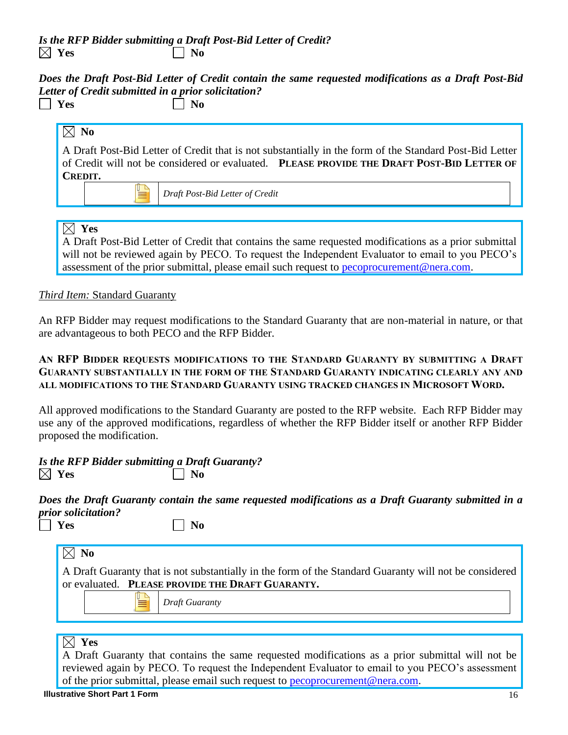***Is the RFP Bidder submitting a Draft Post-Bid Letter of Credit?***

☒ **Yes** ☐ **No**

***Does the Draft Post-Bid Letter of Credit contain the same requested modifications as a Draft Post-Bid Letter of Credit submitted in a prior solicitation?***

☐ **Yes** ☐ **No**

> ☒ **No**
>
> A Draft Post-Bid Letter of Credit that is not substantially in the form of the Standard Post-Bid Letter of Credit will not be considered or evaluated. **PLEASE PROVIDE THE DRAFT POST-BID LETTER OF CREDIT.**
>
> | | *Draft Post-Bid Letter of Credit* |
> |---|---|

> ☒ **Yes**
>
> A Draft Post-Bid Letter of Credit that contains the same requested modifications as a prior submittal will not be reviewed again by PECO. To request the Independent Evaluator to email to you PECO's assessment of the prior submittal, please email such request to pecoprocurement@nera.com.

*Third Item:* Standard Guaranty

An RFP Bidder may request modifications to the Standard Guaranty that are non-material in nature, or that are advantageous to both PECO and the RFP Bidder.

**AN RFP BIDDER REQUESTS MODIFICATIONS TO THE STANDARD GUARANTY BY SUBMITTING A DRAFT GUARANTY SUBSTANTIALLY IN THE FORM OF THE STANDARD GUARANTY INDICATING CLEARLY ANY AND ALL MODIFICATIONS TO THE STANDARD GUARANTY USING TRACKED CHANGES IN MICROSOFT WORD.**

All approved modifications to the Standard Guaranty are posted to the RFP website. Each RFP Bidder may use any of the approved modifications, regardless of whether the RFP Bidder itself or another RFP Bidder proposed the modification.

***Is the RFP Bidder submitting a Draft Guaranty?***

☒ **Yes** ☐ **No**

***Does the Draft Guaranty contain the same requested modifications as a Draft Guaranty submitted in a prior solicitation?***

☐ **Yes** ☐ **No**

> ☒ **No**
>
> A Draft Guaranty that is not substantially in the form of the Standard Guaranty will not be considered or evaluated. **PLEASE PROVIDE THE DRAFT GUARANTY.**
>
> | | *Draft Guaranty* |
> |---|---|

> ☒ **Yes**
>
> A Draft Guaranty that contains the same requested modifications as a prior submittal will not be reviewed again by PECO. To request the Independent Evaluator to email to you PECO's assessment of the prior submittal, please email such request to pecoprocurement@nera.com.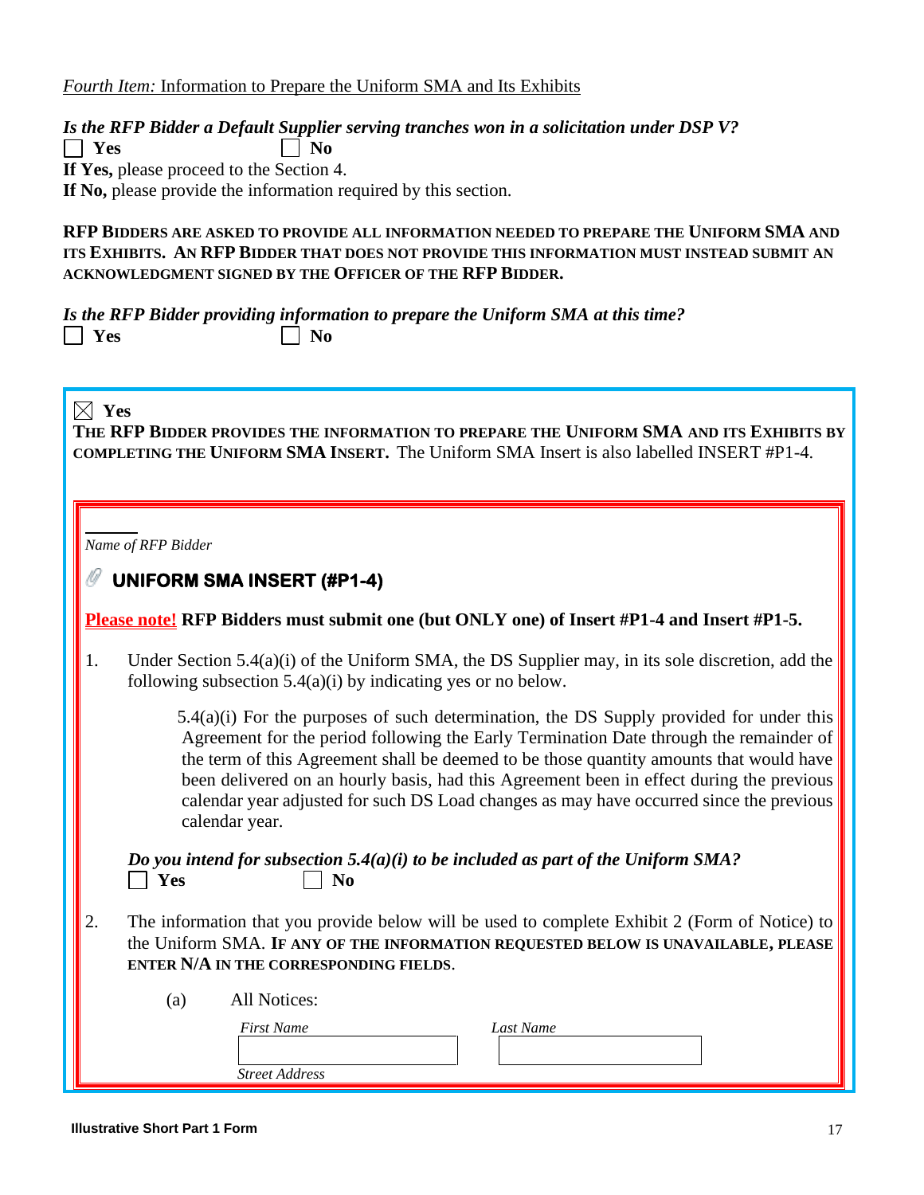*Fourth Item:* Information to Prepare the Uniform SMA and Its Exhibits

***Is the RFP Bidder a Default Supplier serving tranches won in a solicitation under DSP V?***

☐ **Yes** ☐ **No**

**If Yes,** please proceed to the Section 4.

**If No,** please provide the information required by this section.

**RFP BIDDERS ARE ASKED TO PROVIDE ALL INFORMATION NEEDED TO PREPARE THE UNIFORM SMA AND ITS EXHIBITS. AN RFP BIDDER THAT DOES NOT PROVIDE THIS INFORMATION MUST INSTEAD SUBMIT AN ACKNOWLEDGMENT SIGNED BY THE OFFICER OF THE RFP BIDDER.**

***Is the RFP Bidder providing information to prepare the Uniform SMA at this time?***

☐ **Yes** ☐ **No**

☒ **Yes**

**THE RFP BIDDER PROVIDES THE INFORMATION TO PREPARE THE UNIFORM SMA AND ITS EXHIBITS BY COMPLETING THE UNIFORM SMA INSERT.** The Uniform SMA Insert is also labelled INSERT #P1-4.

______

*Name of RFP Bidder*

## UNIFORM SMA INSERT (#P1-4)

**Please note! RFP Bidders must submit one (but ONLY one) of Insert #P1-4 and Insert #P1-5.**

1. Under Section 5.4(a)(i) of the Uniform SMA, the DS Supplier may, in its sole discretion, add the following subsection 5.4(a)(i) by indicating yes or no below.

   5.4(a)(i) For the purposes of such determination, the DS Supply provided for under this Agreement for the period following the Early Termination Date through the remainder of the term of this Agreement shall be deemed to be those quantity amounts that would have been delivered on an hourly basis, had this Agreement been in effect during the previous calendar year adjusted for such DS Load changes as may have occurred since the previous calendar year.

   ***Do you intend for subsection 5.4(a)(i) to be included as part of the Uniform SMA?***

   ☐ **Yes** ☐ **No**

2. The information that you provide below will be used to complete Exhibit 2 (Form of Notice) to the Uniform SMA. **IF ANY OF THE INFORMATION REQUESTED BELOW IS UNAVAILABLE, PLEASE ENTER N/A IN THE CORRESPONDING FIELDS.**

   (a) All Notices:

   | *First Name* | *Last Name* |
   |---|---|
   | | |

   *Street Address*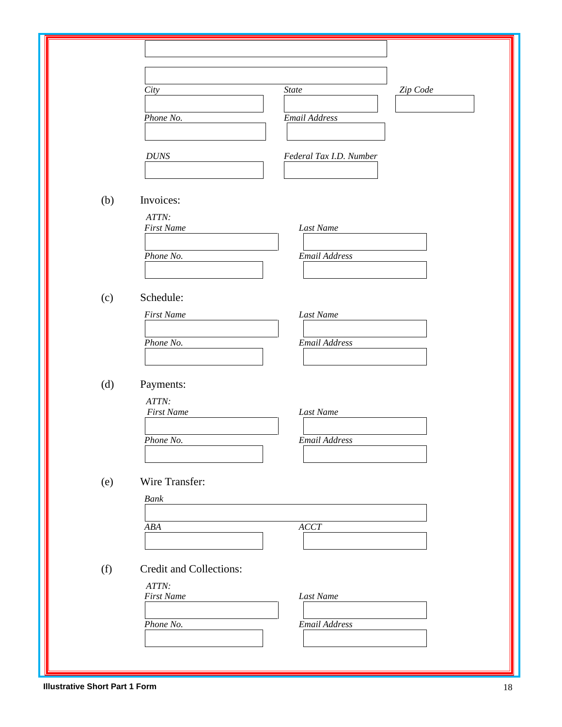*City* *State* *Zip Code*

*Phone No.* *Email Address*

*DUNS* *Federal Tax I.D. Number*

(b) Invoices:

*ATTN:*
*First Name* *Last Name*

*Phone No.* *Email Address*

(c) Schedule:

*First Name* *Last Name*

*Phone No.* *Email Address*

(d) Payments:

*ATTN:*
*First Name* *Last Name*

*Phone No.* *Email Address*

(e) Wire Transfer:

*Bank*

*ABA* *ACCT*

(f) Credit and Collections:

*ATTN:*
*First Name* *Last Name*

*Phone No.* *Email Address*

**Illustrative Short Part 1 Form**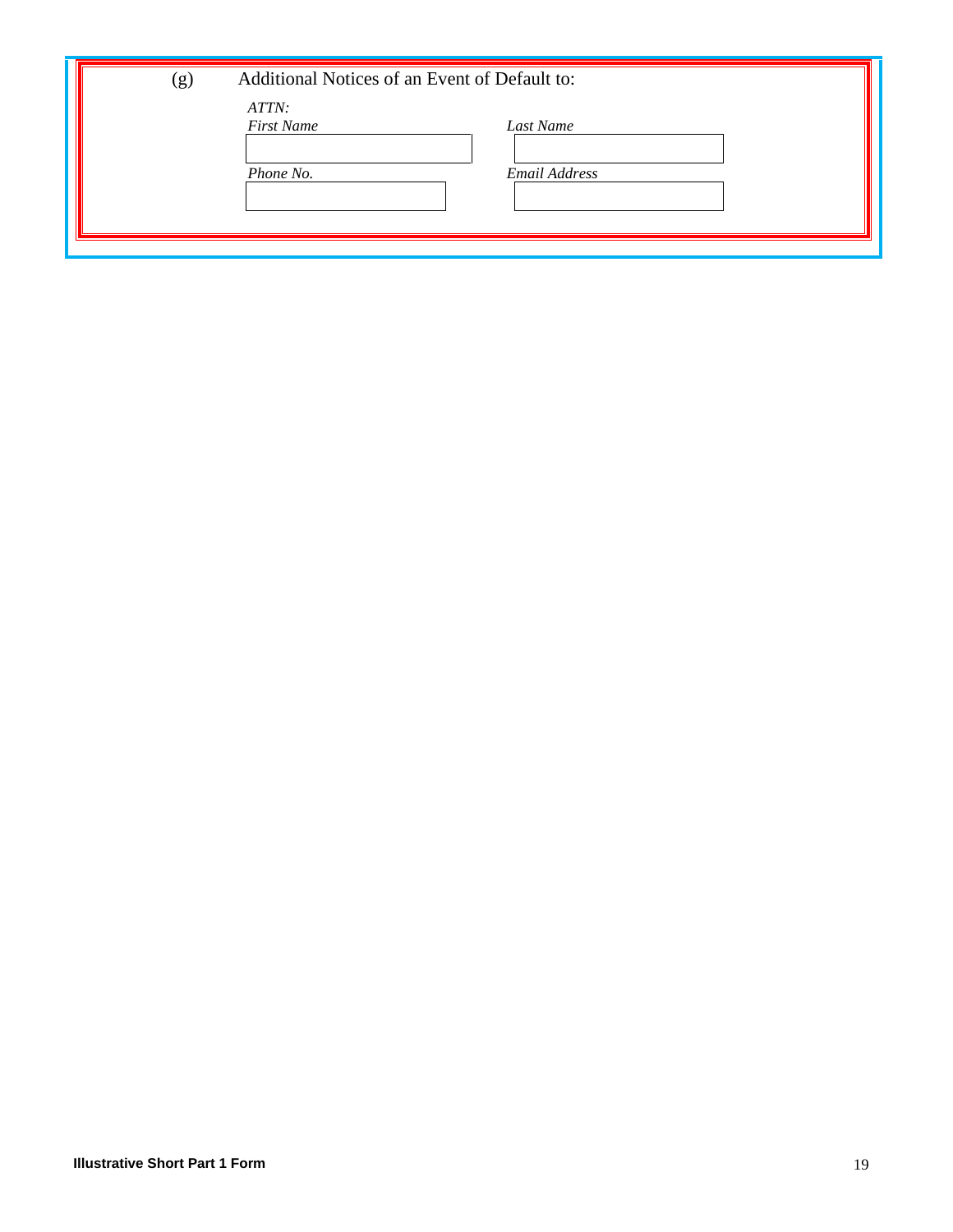(g) Additional Notices of an Event of Default to:

*ATTN:*

| *First Name* | *Last Name* |
|---|---|
| | |

| *Phone No.* | *Email Address* |
|---|---|
| | |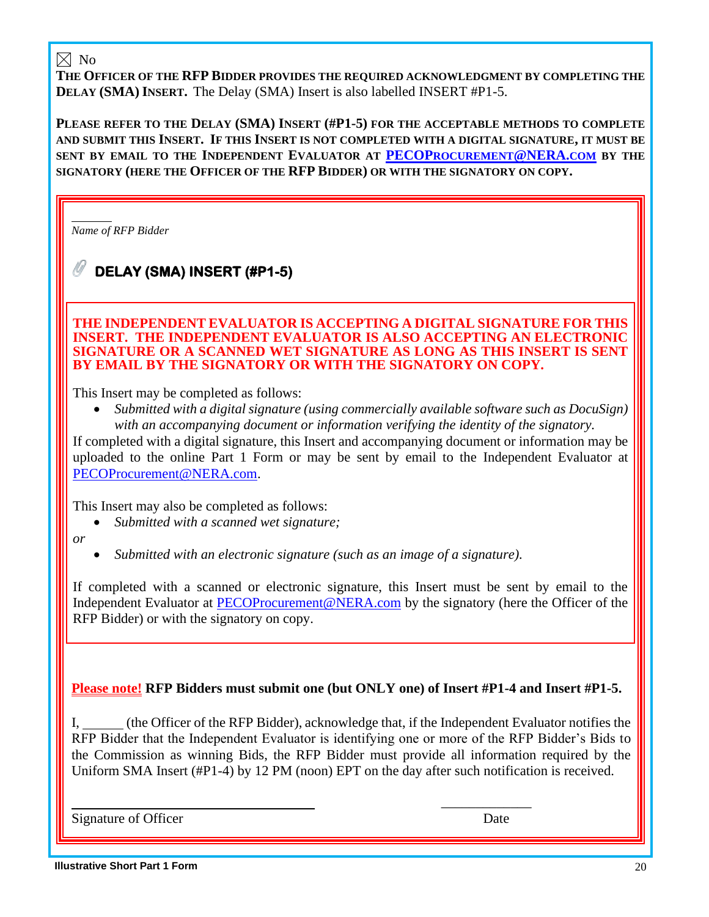☒ No

**THE OFFICER OF THE RFP BIDDER PROVIDES THE REQUIRED ACKNOWLEDGMENT BY COMPLETING THE DELAY (SMA) INSERT.** The Delay (SMA) Insert is also labelled INSERT #P1-5.

**PLEASE REFER TO THE DELAY (SMA) INSERT (#P1-5) FOR THE ACCEPTABLE METHODS TO COMPLETE AND SUBMIT THIS INSERT. IF THIS INSERT IS NOT COMPLETED WITH A DIGITAL SIGNATURE, IT MUST BE SENT BY EMAIL TO THE INDEPENDENT EVALUATOR AT [PECOPROCUREMENT@NERA.COM](mailto:PECOProcurement@NERA.com) BY THE SIGNATORY (HERE THE OFFICER OF THE RFP BIDDER) OR WITH THE SIGNATORY ON COPY.**

______

*Name of RFP Bidder*

## DELAY (SMA) INSERT (#P1-5)

**THE INDEPENDENT EVALUATOR IS ACCEPTING A DIGITAL SIGNATURE FOR THIS INSERT. THE INDEPENDENT EVALUATOR IS ALSO ACCEPTING AN ELECTRONIC SIGNATURE OR A SCANNED WET SIGNATURE AS LONG AS THIS INSERT IS SENT BY EMAIL BY THE SIGNATORY OR WITH THE SIGNATORY ON COPY.**

This Insert may be completed as follows:

- *Submitted with a digital signature (using commercially available software such as DocuSign) with an accompanying document or information verifying the identity of the signatory.*

If completed with a digital signature, this Insert and accompanying document or information may be uploaded to the online Part 1 Form or may be sent by email to the Independent Evaluator at [PECOProcurement@NERA.com](mailto:PECOProcurement@NERA.com).

This Insert may also be completed as follows:

- *Submitted with a scanned wet signature;*

*or*

- *Submitted with an electronic signature (such as an image of a signature).*

If completed with a scanned or electronic signature, this Insert must be sent by email to the Independent Evaluator at [PECOProcurement@NERA.com](mailto:PECOProcurement@NERA.com) by the signatory (here the Officer of the RFP Bidder) or with the signatory on copy.

**Please note! RFP Bidders must submit one (but ONLY one) of Insert #P1-4 and Insert #P1-5.**

I, ______ (the Officer of the RFP Bidder), acknowledge that, if the Independent Evaluator notifies the RFP Bidder that the Independent Evaluator is identifying one or more of the RFP Bidder's Bids to the Commission as winning Bids, the RFP Bidder must provide all information required by the Uniform SMA Insert (#P1-4) by 12 PM (noon) EPT on the day after such notification is received.

______________________________ &nbsp;&nbsp;&nbsp;&nbsp;&nbsp;&nbsp;&nbsp;&nbsp; ____________

Signature of Officer &nbsp;&nbsp;&nbsp;&nbsp;&nbsp;&nbsp;&nbsp;&nbsp; Date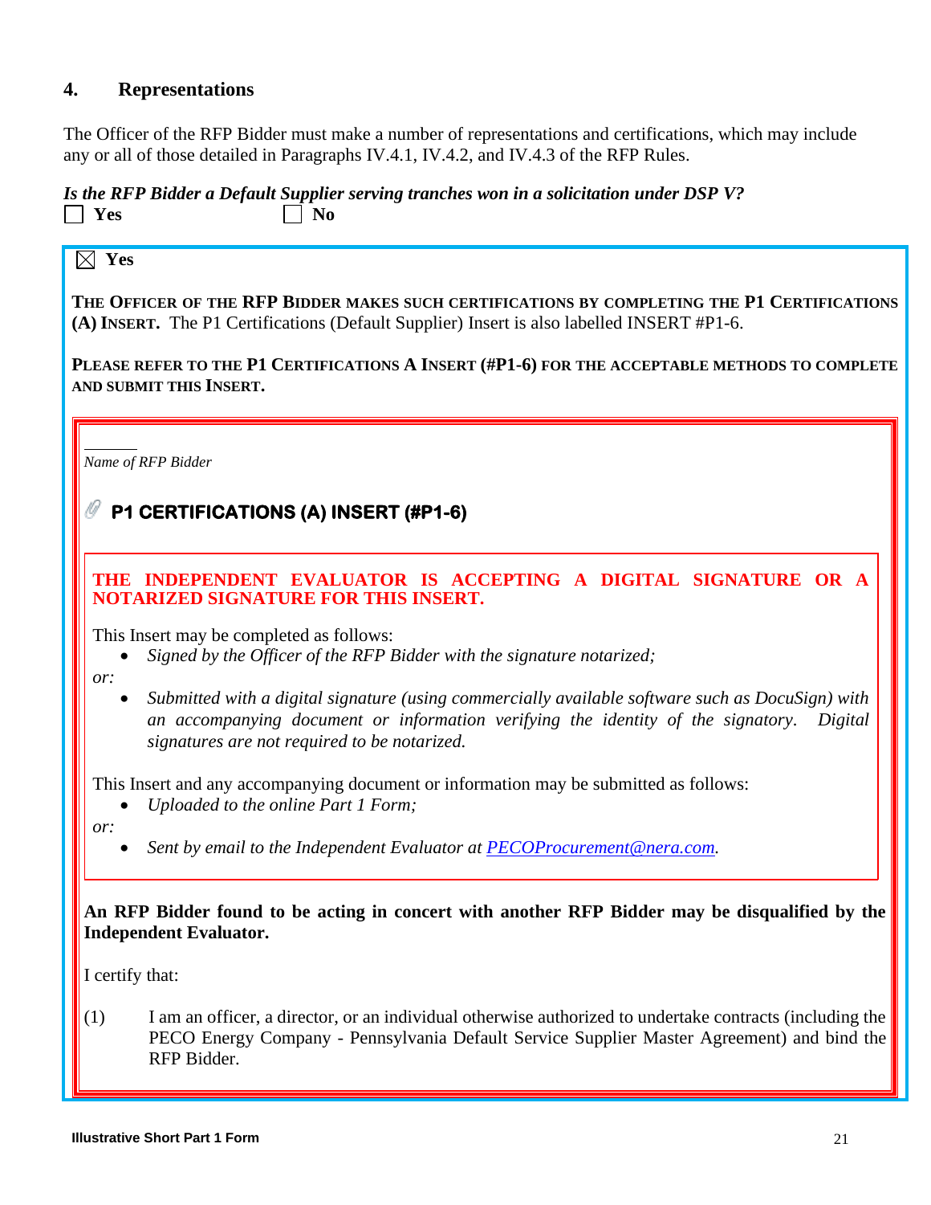## 4. Representations

The Officer of the RFP Bidder must make a number of representations and certifications, which may include any or all of those detailed in Paragraphs IV.4.1, IV.4.2, and IV.4.3 of the RFP Rules.

***Is the RFP Bidder a Default Supplier serving tranches won in a solicitation under DSP V?***

☐ **Yes** ☐ **No**

☒ **Yes**

**THE OFFICER OF THE RFP BIDDER MAKES SUCH CERTIFICATIONS BY COMPLETING THE P1 CERTIFICATIONS (A) INSERT.** The P1 Certifications (Default Supplier) Insert is also labelled INSERT #P1-6.

**PLEASE REFER TO THE P1 CERTIFICATIONS A INSERT (#P1-6) FOR THE ACCEPTABLE METHODS TO COMPLETE AND SUBMIT THIS INSERT.**

______

*Name of RFP Bidder*

### P1 CERTIFICATIONS (A) INSERT (#P1-6)

**THE INDEPENDENT EVALUATOR IS ACCEPTING A DIGITAL SIGNATURE OR A NOTARIZED SIGNATURE FOR THIS INSERT.**

This Insert may be completed as follows:

- *Signed by the Officer of the RFP Bidder with the signature notarized;*

*or:*

- *Submitted with a digital signature (using commercially available software such as DocuSign) with an accompanying document or information verifying the identity of the signatory. Digital signatures are not required to be notarized.*

This Insert and any accompanying document or information may be submitted as follows:

- *Uploaded to the online Part 1 Form;*

*or:*

- *Sent by email to the Independent Evaluator at PECOProcurement@nera.com.*

**An RFP Bidder found to be acting in concert with another RFP Bidder may be disqualified by the Independent Evaluator.**

I certify that:

(1) I am an officer, a director, or an individual otherwise authorized to undertake contracts (including the PECO Energy Company - Pennsylvania Default Service Supplier Master Agreement) and bind the RFP Bidder.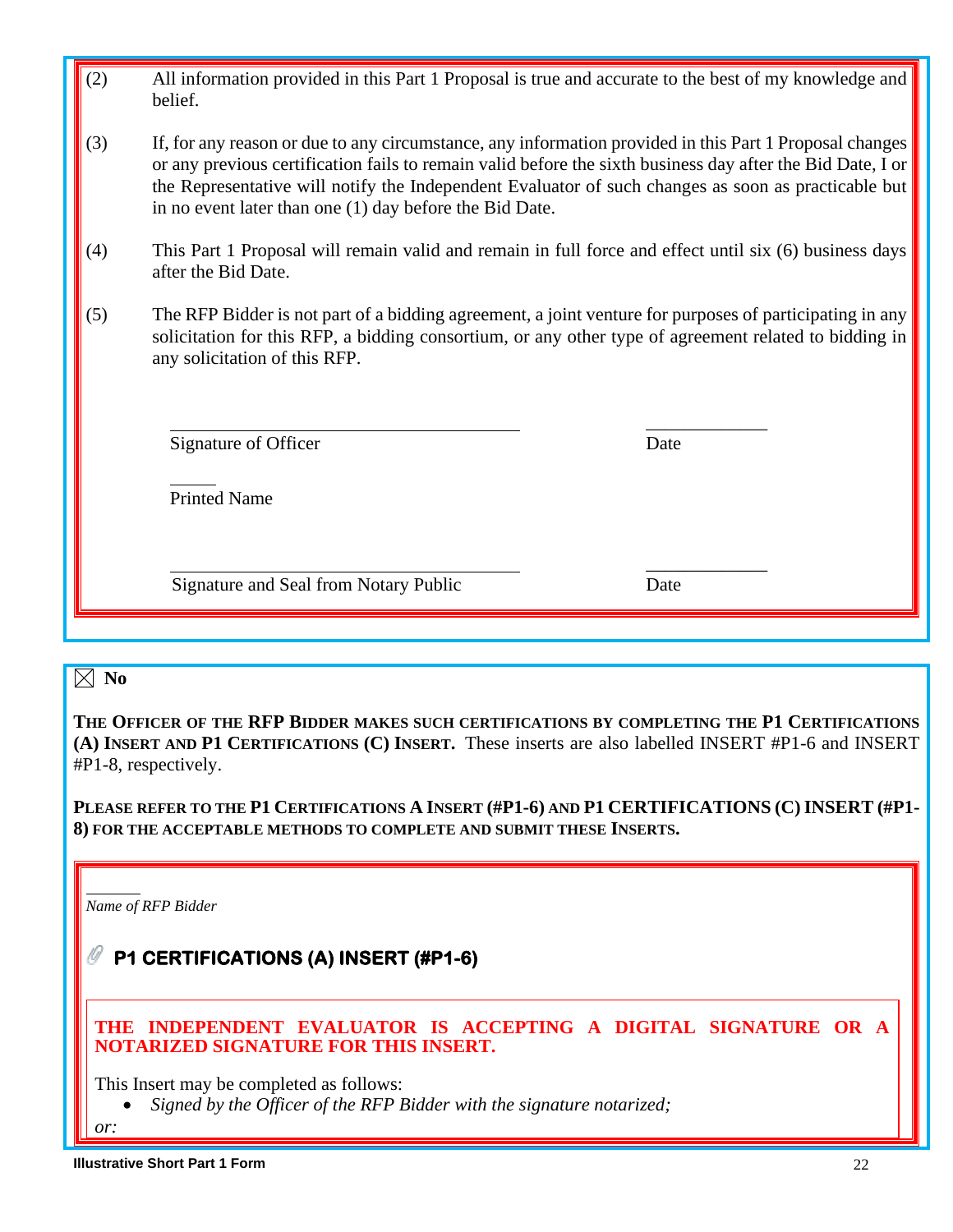(2) All information provided in this Part 1 Proposal is true and accurate to the best of my knowledge and belief.

(3) If, for any reason or due to any circumstance, any information provided in this Part 1 Proposal changes or any previous certification fails to remain valid before the sixth business day after the Bid Date, I or the Representative will notify the Independent Evaluator of such changes as soon as practicable but in no event later than one (1) day before the Bid Date.

(4) This Part 1 Proposal will remain valid and remain in full force and effect until six (6) business days after the Bid Date.

(5) The RFP Bidder is not part of a bidding agreement, a joint venture for purposes of participating in any solicitation for this RFP, a bidding consortium, or any other type of agreement related to bidding in any solicitation of this RFP.

\_\_\_\_\_\_\_\_\_\_\_\_\_\_\_\_\_\_\_\_\_\_\_\_\_\_\_\_\_\_\_\_\_\_\_\_\_\_ \_\_\_\_\_\_\_\_\_\_\_\_\_

Signature of Officer Date

\_\_\_\_\_

Printed Name

\_\_\_\_\_\_\_\_\_\_\_\_\_\_\_\_\_\_\_\_\_\_\_\_\_\_\_\_\_\_\_\_\_\_\_\_\_\_ \_\_\_\_\_\_\_\_\_\_\_\_\_

Signature and Seal from Notary Public Date

☒ **No**

**THE OFFICER OF THE RFP BIDDER MAKES SUCH CERTIFICATIONS BY COMPLETING THE P1 CERTIFICATIONS (A) INSERT AND P1 CERTIFICATIONS (C) INSERT.** These inserts are also labelled INSERT #P1-6 and INSERT #P1-8, respectively.

**PLEASE REFER TO THE P1 CERTIFICATIONS A INSERT (#P1-6) AND P1 CERTIFICATIONS (C) INSERT (#P1-8) FOR THE ACCEPTABLE METHODS TO COMPLETE AND SUBMIT THESE INSERTS.**

\_\_\_\_\_\_

*Name of RFP Bidder*

### P1 CERTIFICATIONS (A) INSERT (#P1-6)

**THE INDEPENDENT EVALUATOR IS ACCEPTING A DIGITAL SIGNATURE OR A NOTARIZED SIGNATURE FOR THIS INSERT.**

This Insert may be completed as follows:

- *Signed by the Officer of the RFP Bidder with the signature notarized;*

*or:*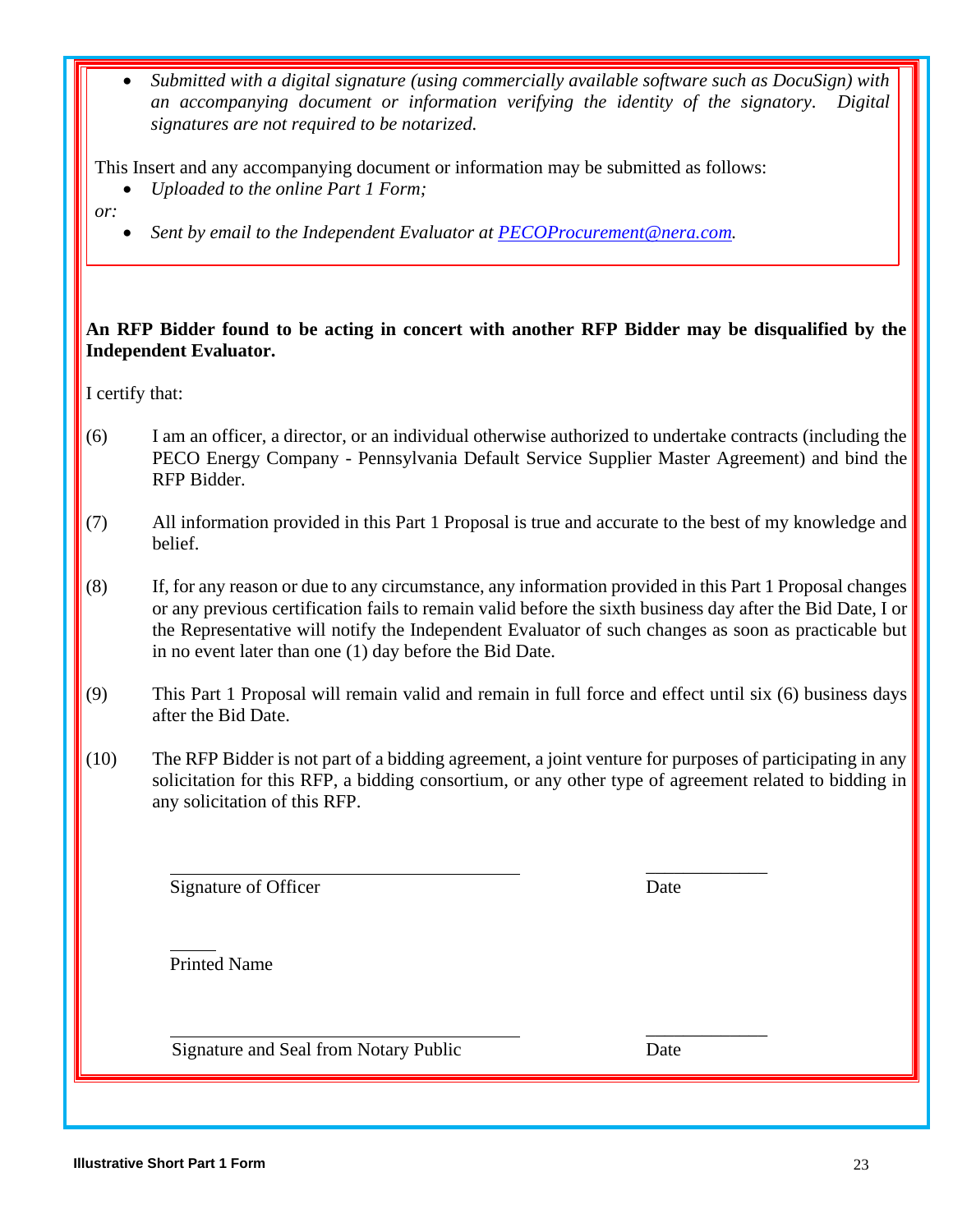- *Submitted with a digital signature (using commercially available software such as DocuSign) with an accompanying document or information verifying the identity of the signatory. Digital signatures are not required to be notarized.*

This Insert and any accompanying document or information may be submitted as follows:

- *Uploaded to the online Part 1 Form;*

*or:*

- *Sent by email to the Independent Evaluator at [PECOProcurement@nera.com](mailto:PECOProcurement@nera.com).*

**An RFP Bidder found to be acting in concert with another RFP Bidder may be disqualified by the Independent Evaluator.**

I certify that:

(6) I am an officer, a director, or an individual otherwise authorized to undertake contracts (including the PECO Energy Company - Pennsylvania Default Service Supplier Master Agreement) and bind the RFP Bidder.

(7) All information provided in this Part 1 Proposal is true and accurate to the best of my knowledge and belief.

(8) If, for any reason or due to any circumstance, any information provided in this Part 1 Proposal changes or any previous certification fails to remain valid before the sixth business day after the Bid Date, I or the Representative will notify the Independent Evaluator of such changes as soon as practicable but in no event later than one (1) day before the Bid Date.

(9) This Part 1 Proposal will remain valid and remain in full force and effect until six (6) business days after the Bid Date.

(10) The RFP Bidder is not part of a bidding agreement, a joint venture for purposes of participating in any solicitation for this RFP, a bidding consortium, or any other type of agreement related to bidding in any solicitation of this RFP.

\_\_\_\_\_\_\_\_\_\_\_\_\_\_\_\_\_\_\_\_\_\_\_\_\_\_\_\_\_\_\_\_\_\_\_\_ \_\_\_\_\_\_\_\_\_\_\_\_
Signature of Officer Date

\_\_\_\_\_
Printed Name

\_\_\_\_\_\_\_\_\_\_\_\_\_\_\_\_\_\_\_\_\_\_\_\_\_\_\_\_\_\_\_\_\_\_\_\_ \_\_\_\_\_\_\_\_\_\_\_\_
Signature and Seal from Notary Public Date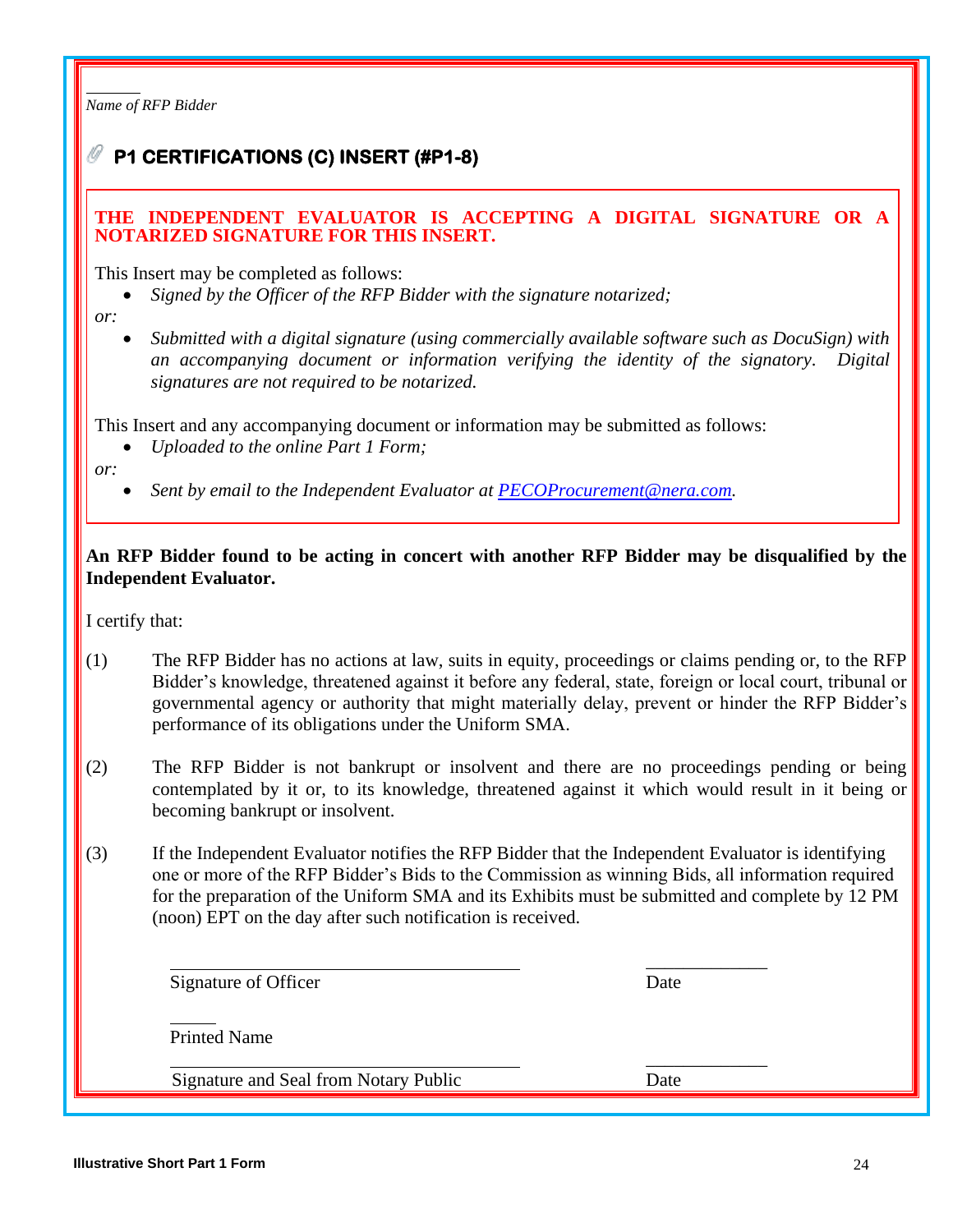______
*Name of RFP Bidder*

## P1 CERTIFICATIONS (C) INSERT (#P1-8)

**THE INDEPENDENT EVALUATOR IS ACCEPTING A DIGITAL SIGNATURE OR A NOTARIZED SIGNATURE FOR THIS INSERT.**

This Insert may be completed as follows:

- *Signed by the Officer of the RFP Bidder with the signature notarized;*

*or:*

- *Submitted with a digital signature (using commercially available software such as DocuSign) with an accompanying document or information verifying the identity of the signatory. Digital signatures are not required to be notarized.*

This Insert and any accompanying document or information may be submitted as follows:

- *Uploaded to the online Part 1 Form;*

*or:*

- *Sent by email to the Independent Evaluator at PECOProcurement@nera.com.*

**An RFP Bidder found to be acting in concert with another RFP Bidder may be disqualified by the Independent Evaluator.**

I certify that:

(1) The RFP Bidder has no actions at law, suits in equity, proceedings or claims pending or, to the RFP Bidder's knowledge, threatened against it before any federal, state, foreign or local court, tribunal or governmental agency or authority that might materially delay, prevent or hinder the RFP Bidder's performance of its obligations under the Uniform SMA.

(2) The RFP Bidder is not bankrupt or insolvent and there are no proceedings pending or being contemplated by it or, to its knowledge, threatened against it which would result in it being or becoming bankrupt or insolvent.

(3) If the Independent Evaluator notifies the RFP Bidder that the Independent Evaluator is identifying one or more of the RFP Bidder's Bids to the Commission as winning Bids, all information required for the preparation of the Uniform SMA and its Exhibits must be submitted and complete by 12 PM (noon) EPT on the day after such notification is received.

______________________________ ______________
Signature of Officer Date

______
Printed Name

______________________________ ______________
Signature and Seal from Notary Public Date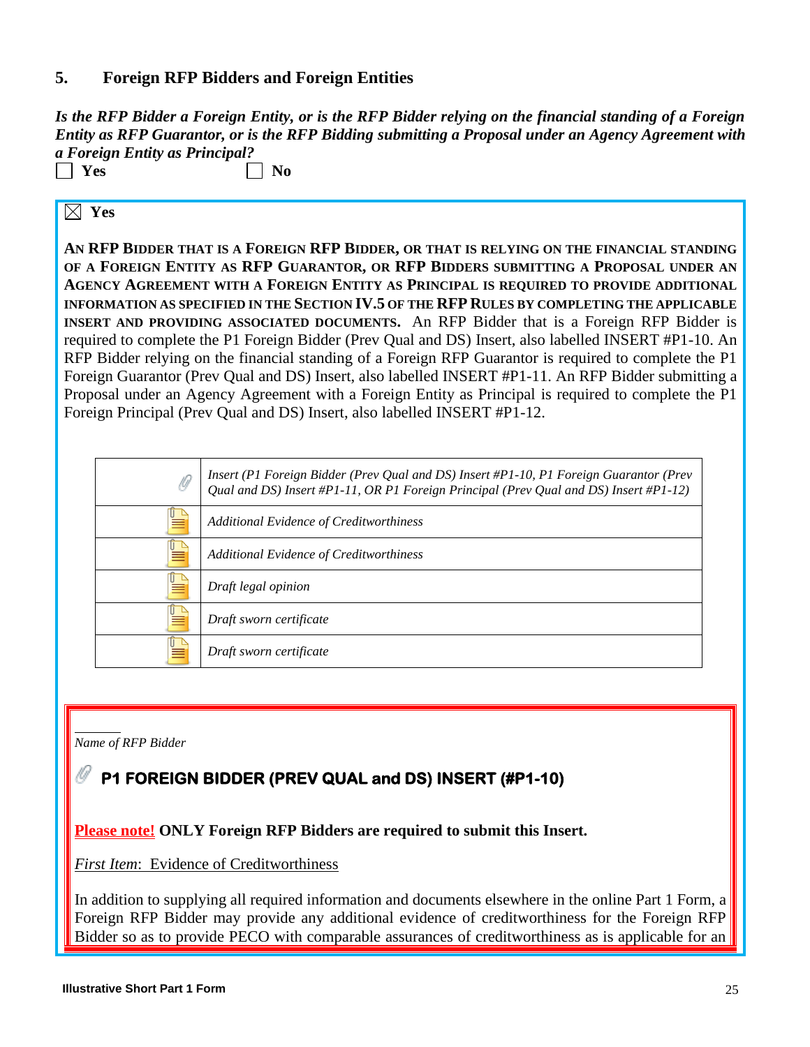## 5. Foreign RFP Bidders and Foreign Entities

***Is the RFP Bidder a Foreign Entity, or is the RFP Bidder relying on the financial standing of a Foreign Entity as RFP Guarantor, or is the RFP Bidding submitting a Proposal under an Agency Agreement with a Foreign Entity as Principal?***

☐ **Yes** ☐ **No**

☒ **Yes**

**AN RFP BIDDER THAT IS A FOREIGN RFP BIDDER, OR THAT IS RELYING ON THE FINANCIAL STANDING OF A FOREIGN ENTITY AS RFP GUARANTOR, OR RFP BIDDERS SUBMITTING A PROPOSAL UNDER AN AGENCY AGREEMENT WITH A FOREIGN ENTITY AS PRINCIPAL IS REQUIRED TO PROVIDE ADDITIONAL INFORMATION AS SPECIFIED IN THE SECTION IV.5 OF THE RFP RULES BY COMPLETING THE APPLICABLE INSERT AND PROVIDING ASSOCIATED DOCUMENTS.** An RFP Bidder that is a Foreign RFP Bidder is required to complete the P1 Foreign Bidder (Prev Qual and DS) Insert, also labelled INSERT #P1-10. An RFP Bidder relying on the financial standing of a Foreign RFP Guarantor is required to complete the P1 Foreign Guarantor (Prev Qual and DS) Insert, also labelled INSERT #P1-11. An RFP Bidder submitting a Proposal under an Agency Agreement with a Foreign Entity as Principal is required to complete the P1 Foreign Principal (Prev Qual and DS) Insert, also labelled INSERT #P1-12.

| | |
|---|---|
| | *Insert (P1 Foreign Bidder (Prev Qual and DS) Insert #P1-10, P1 Foreign Guarantor (Prev Qual and DS) Insert #P1-11, OR P1 Foreign Principal (Prev Qual and DS) Insert #P1-12)* |
| | *Additional Evidence of Creditworthiness* |
| | *Additional Evidence of Creditworthiness* |
| | *Draft legal opinion* |
| | *Draft sworn certificate* |
| | *Draft sworn certificate* |

______

*Name of RFP Bidder*

### P1 FOREIGN BIDDER (PREV QUAL and DS) INSERT (#P1-10)

<u>**Please note!**</u> **ONLY Foreign RFP Bidders are required to submit this Insert.**

<u>*First Item*: Evidence of Creditworthiness</u>

In addition to supplying all required information and documents elsewhere in the online Part 1 Form, a Foreign RFP Bidder may provide any additional evidence of creditworthiness for the Foreign RFP Bidder so as to provide PECO with comparable assurances of creditworthiness as is applicable for an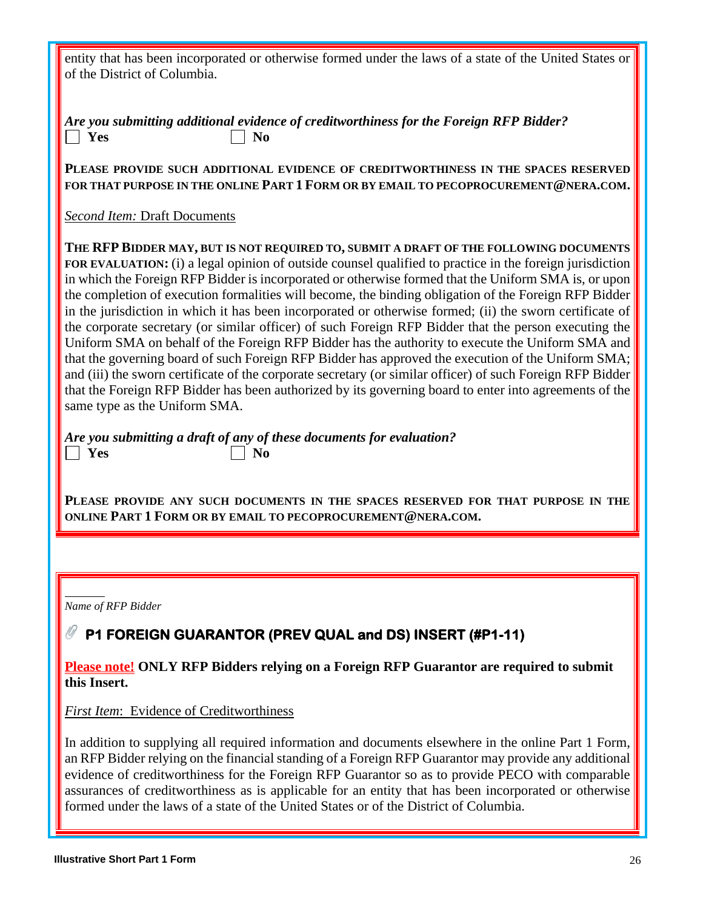entity that has been incorporated or otherwise formed under the laws of a state of the United States or of the District of Columbia.

***Are you submitting additional evidence of creditworthiness for the Foreign RFP Bidder?***

☐ **Yes** ☐ **No**

**PLEASE PROVIDE SUCH ADDITIONAL EVIDENCE OF CREDITWORTHINESS IN THE SPACES RESERVED FOR THAT PURPOSE IN THE ONLINE PART 1 FORM OR BY EMAIL TO PECOPROCUREMENT@NERA.COM.**

*Second Item:* Draft Documents

**THE RFP BIDDER MAY, BUT IS NOT REQUIRED TO, SUBMIT A DRAFT OF THE FOLLOWING DOCUMENTS FOR EVALUATION:** (i) a legal opinion of outside counsel qualified to practice in the foreign jurisdiction in which the Foreign RFP Bidder is incorporated or otherwise formed that the Uniform SMA is, or upon the completion of execution formalities will become, the binding obligation of the Foreign RFP Bidder in the jurisdiction in which it has been incorporated or otherwise formed; (ii) the sworn certificate of the corporate secretary (or similar officer) of such Foreign RFP Bidder that the person executing the Uniform SMA on behalf of the Foreign RFP Bidder has the authority to execute the Uniform SMA and that the governing board of such Foreign RFP Bidder has approved the execution of the Uniform SMA; and (iii) the sworn certificate of the corporate secretary (or similar officer) of such Foreign RFP Bidder that the Foreign RFP Bidder has been authorized by its governing board to enter into agreements of the same type as the Uniform SMA.

***Are you submitting a draft of any of these documents for evaluation?***

☐ **Yes** ☐ **No**

**PLEASE PROVIDE ANY SUCH DOCUMENTS IN THE SPACES RESERVED FOR THAT PURPOSE IN THE ONLINE PART 1 FORM OR BY EMAIL TO PECOPROCUREMENT@NERA.COM.**

______

*Name of RFP Bidder*

## P1 FOREIGN GUARANTOR (PREV QUAL and DS) INSERT (#P1-11)

**Please note! ONLY RFP Bidders relying on a Foreign RFP Guarantor are required to submit this Insert.**

*First Item*: Evidence of Creditworthiness

In addition to supplying all required information and documents elsewhere in the online Part 1 Form, an RFP Bidder relying on the financial standing of a Foreign RFP Guarantor may provide any additional evidence of creditworthiness for the Foreign RFP Guarantor so as to provide PECO with comparable assurances of creditworthiness as is applicable for an entity that has been incorporated or otherwise formed under the laws of a state of the United States or of the District of Columbia.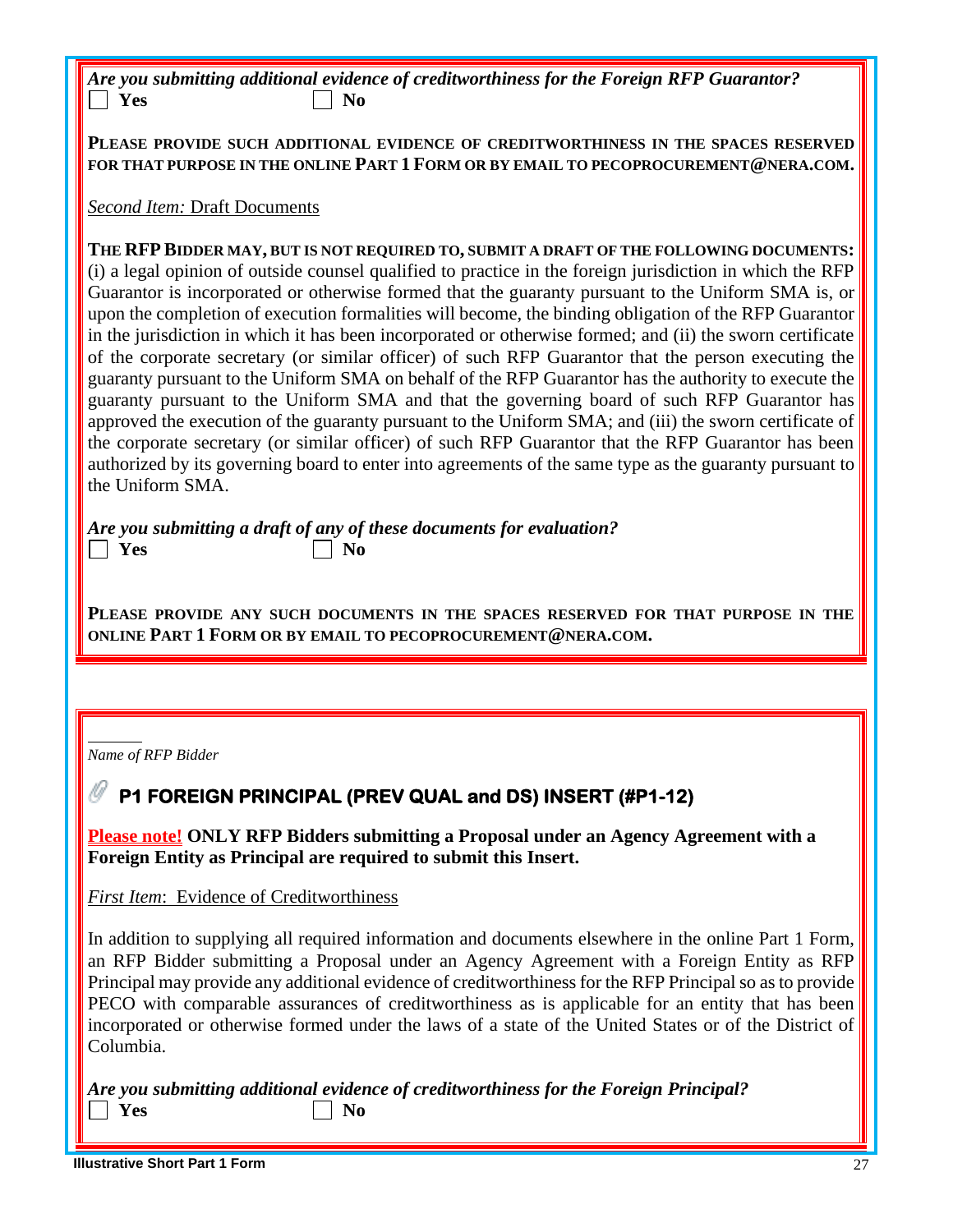*Are you submitting additional evidence of creditworthiness for the Foreign RFP Guarantor?*

☐ **Yes** ☐ **No**

**PLEASE PROVIDE SUCH ADDITIONAL EVIDENCE OF CREDITWORTHINESS IN THE SPACES RESERVED FOR THAT PURPOSE IN THE ONLINE PART 1 FORM OR BY EMAIL TO PECOPROCUREMENT@NERA.COM.**

*Second Item:* Draft Documents

**THE RFP BIDDER MAY, BUT IS NOT REQUIRED TO, SUBMIT A DRAFT OF THE FOLLOWING DOCUMENTS:** (i) a legal opinion of outside counsel qualified to practice in the foreign jurisdiction in which the RFP Guarantor is incorporated or otherwise formed that the guaranty pursuant to the Uniform SMA is, or upon the completion of execution formalities will become, the binding obligation of the RFP Guarantor in the jurisdiction in which it has been incorporated or otherwise formed; and (ii) the sworn certificate of the corporate secretary (or similar officer) of such RFP Guarantor that the person executing the guaranty pursuant to the Uniform SMA on behalf of the RFP Guarantor has the authority to execute the guaranty pursuant to the Uniform SMA and that the governing board of such RFP Guarantor has approved the execution of the guaranty pursuant to the Uniform SMA; and (iii) the sworn certificate of the corporate secretary (or similar officer) of such RFP Guarantor that the RFP Guarantor has been authorized by its governing board to enter into agreements of the same type as the guaranty pursuant to the Uniform SMA.

*Are you submitting a draft of any of these documents for evaluation?*

☐ **Yes** ☐ **No**

**PLEASE PROVIDE ANY SUCH DOCUMENTS IN THE SPACES RESERVED FOR THAT PURPOSE IN THE ONLINE PART 1 FORM OR BY EMAIL TO PECOPROCUREMENT@NERA.COM.**

______

*Name of RFP Bidder*

## P1 FOREIGN PRINCIPAL (PREV QUAL and DS) INSERT (#P1-12)

**Please note! ONLY RFP Bidders submitting a Proposal under an Agency Agreement with a Foreign Entity as Principal are required to submit this Insert.**

*First Item*: Evidence of Creditworthiness

In addition to supplying all required information and documents elsewhere in the online Part 1 Form, an RFP Bidder submitting a Proposal under an Agency Agreement with a Foreign Entity as RFP Principal may provide any additional evidence of creditworthiness for the RFP Principal so as to provide PECO with comparable assurances of creditworthiness as is applicable for an entity that has been incorporated or otherwise formed under the laws of a state of the United States or of the District of Columbia.

*Are you submitting additional evidence of creditworthiness for the Foreign Principal?*

☐ **Yes** ☐ **No**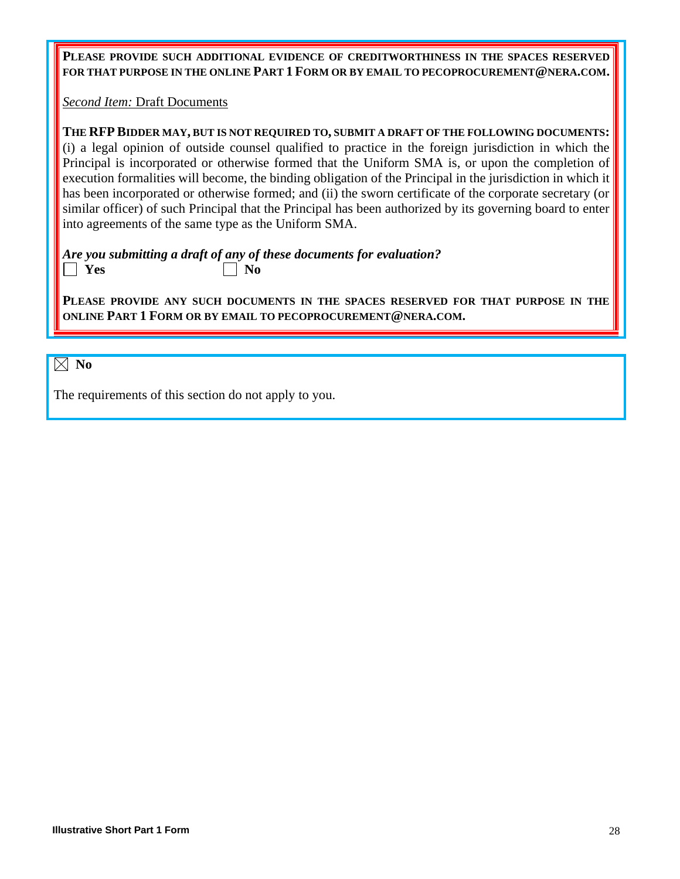**PLEASE PROVIDE SUCH ADDITIONAL EVIDENCE OF CREDITWORTHINESS IN THE SPACES RESERVED FOR THAT PURPOSE IN THE ONLINE PART 1 FORM OR BY EMAIL TO PECOPROCUREMENT@NERA.COM.**

*Second Item:* Draft Documents

**THE RFP BIDDER MAY, BUT IS NOT REQUIRED TO, SUBMIT A DRAFT OF THE FOLLOWING DOCUMENTS:** (i) a legal opinion of outside counsel qualified to practice in the foreign jurisdiction in which the Principal is incorporated or otherwise formed that the Uniform SMA is, or upon the completion of execution formalities will become, the binding obligation of the Principal in the jurisdiction in which it has been incorporated or otherwise formed; and (ii) the sworn certificate of the corporate secretary (or similar officer) of such Principal that the Principal has been authorized by its governing board to enter into agreements of the same type as the Uniform SMA.

***Are you submitting a draft of any of these documents for evaluation?***

☐ **Yes** ☐ **No**

**PLEASE PROVIDE ANY SUCH DOCUMENTS IN THE SPACES RESERVED FOR THAT PURPOSE IN THE ONLINE PART 1 FORM OR BY EMAIL TO PECOPROCUREMENT@NERA.COM.**

☒ **No**

The requirements of this section do not apply to you.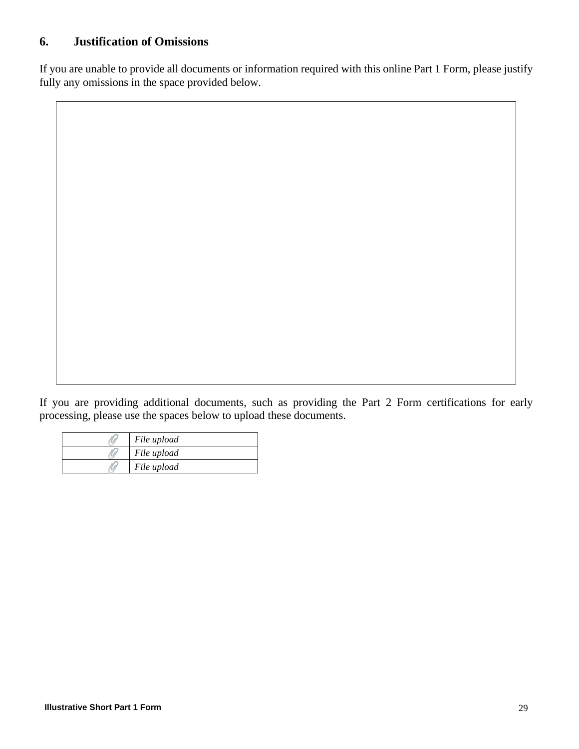## 6. Justification of Omissions

If you are unable to provide all documents or information required with this online Part 1 Form, please justify fully any omissions in the space provided below.

| |
|---|
| |

If you are providing additional documents, such as providing the Part 2 Form certifications for early processing, please use the spaces below to upload these documents.

| | |
|---|---|
| | *File upload* |
| | *File upload* |
| | *File upload* |